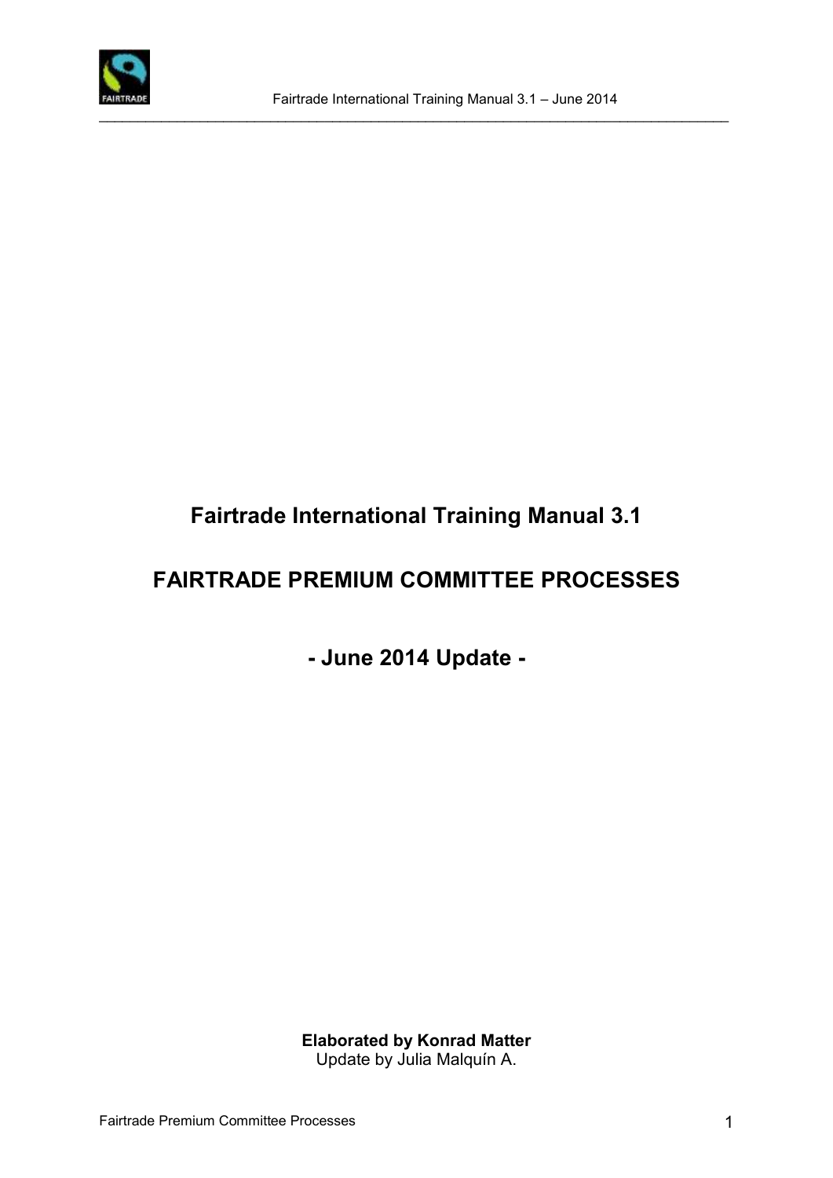# Fairtrade International Training Manual 3.1

# FAIRTRADE PREMIUM COMMITTEE PROCESSES

## - June 2014 Update -

**Elaborated by Konrad Matter**
Update by Julia Malquín A.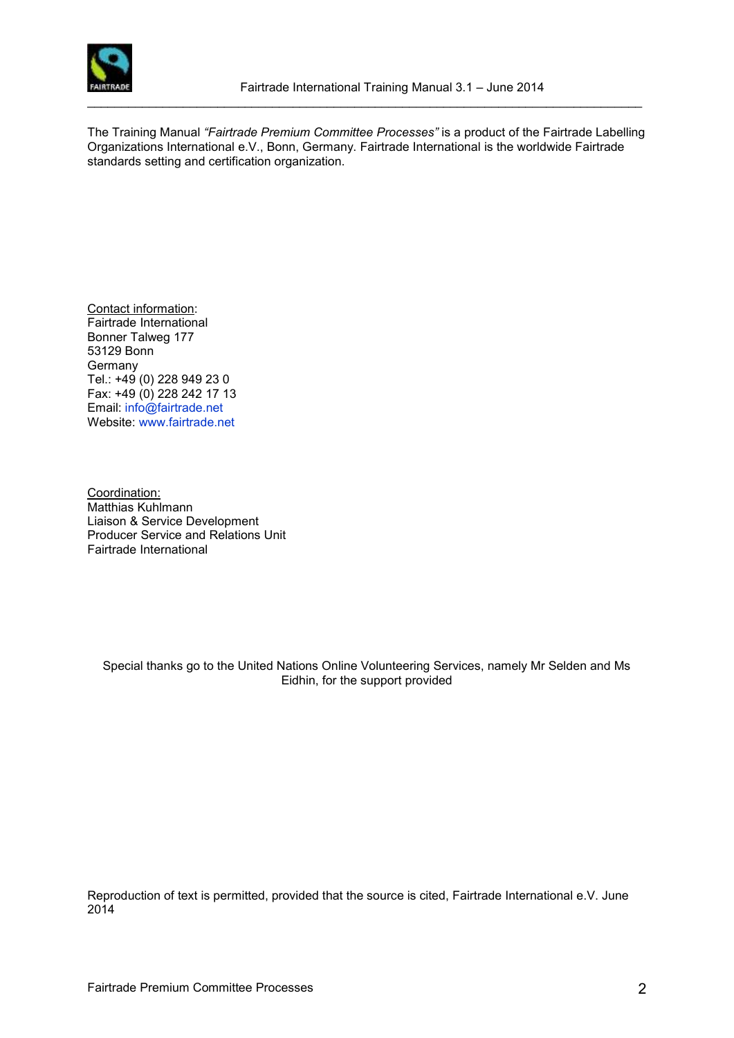The Training Manual *"Fairtrade Premium Committee Processes"* is a product of the Fairtrade Labelling Organizations International e.V., Bonn, Germany. Fairtrade International is the worldwide Fairtrade standards setting and certification organization.

Contact information:
Fairtrade International
Bonner Talweg 177
53129 Bonn
Germany
Tel.: +49 (0) 228 949 23 0
Fax: +49 (0) 228 242 17 13
Email: info@fairtrade.net
Website: www.fairtrade.net

Coordination:
Matthias Kuhlmann
Liaison & Service Development
Producer Service and Relations Unit
Fairtrade International

Special thanks go to the United Nations Online Volunteering Services, namely Mr Selden and Ms Eidhin, for the support provided

Reproduction of text is permitted, provided that the source is cited, Fairtrade International e.V. June 2014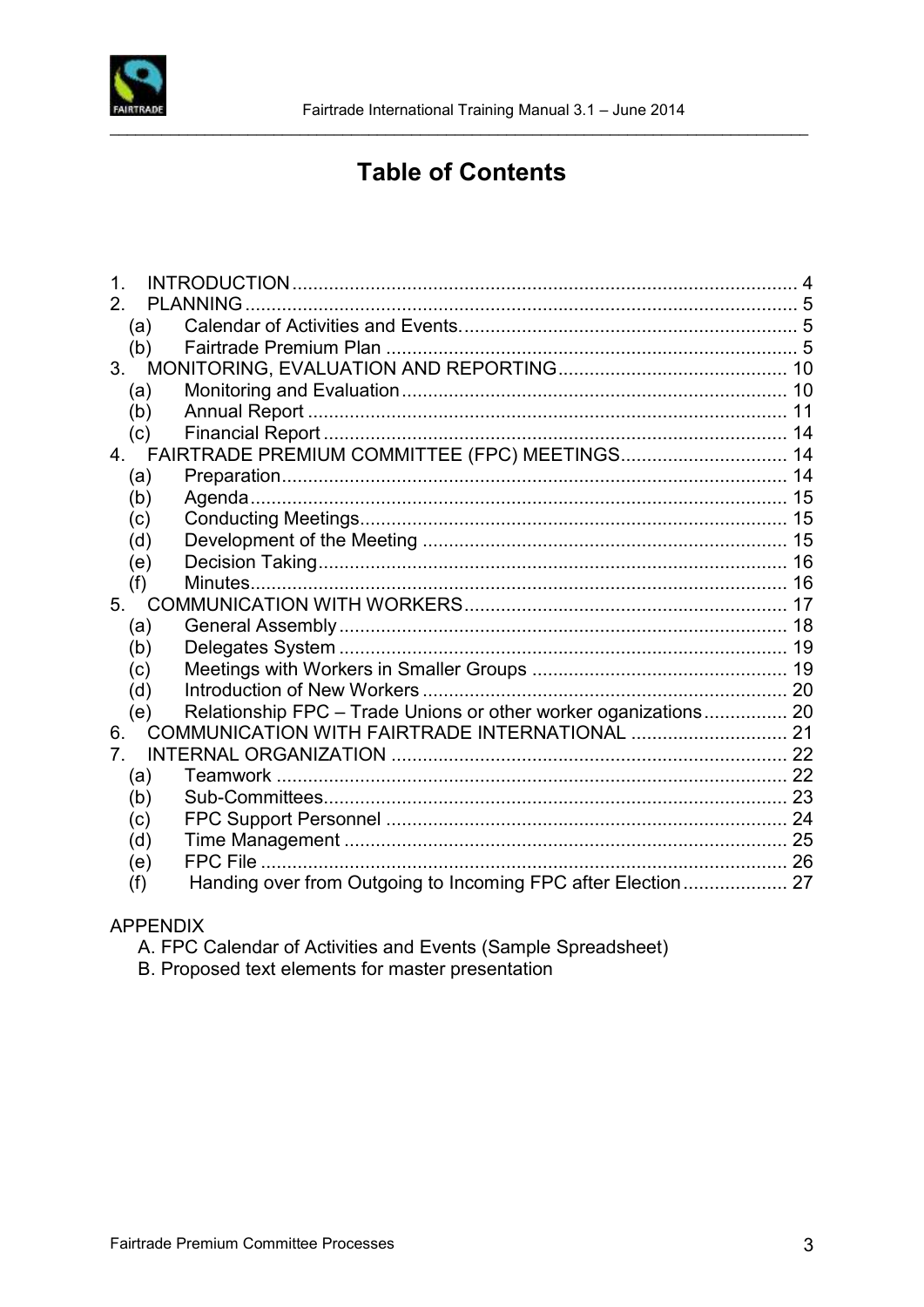# Table of Contents

1. INTRODUCTION ........................................................................................ 4
2. PLANNING ................................................................................................ 5
   - (a) Calendar of Activities and Events. ............................................................ 5
   - (b) Fairtrade Premium Plan ............................................................................ 5
3. MONITORING, EVALUATION AND REPORTING ............................................ 10
   - (a) Monitoring and Evaluation ........................................................................ 10
   - (b) Annual Report .......................................................................................... 11
   - (c) Financial Report ........................................................................................ 14
4. FAIRTRADE PREMIUM COMMITTEE (FPC) MEETINGS ................................ 14
   - (a) Preparation ............................................................................................... 14
   - (b) Agenda ..................................................................................................... 15
   - (c) Conducting Meetings ................................................................................. 15
   - (d) Development of the Meeting ..................................................................... 15
   - (e) Decision Taking ........................................................................................ 16
   - (f) Minutes ..................................................................................................... 16
5. COMMUNICATION WITH WORKERS ............................................................ 17
   - (a) General Assembly ..................................................................................... 18
   - (b) Delegates System ..................................................................................... 19
   - (c) Meetings with Workers in Smaller Groups ................................................. 19
   - (d) Introduction of New Workers ..................................................................... 20
   - (e) Relationship FPC – Trade Unions or other worker oganizations ................ 20
6. COMMUNICATION WITH FAIRTRADE INTERNATIONAL ............................. 21
7. INTERNAL ORGANIZATION ........................................................................... 22
   - (a) Teamwork ................................................................................................. 22
   - (b) Sub-Committees ........................................................................................ 23
   - (c) FPC Support Personnel ............................................................................ 24
   - (d) Time Management .................................................................................... 25
   - (e) FPC File .................................................................................................... 26
   - (f) Handing over from Outgoing to Incoming FPC after Election .................... 27

APPENDIX
- A. FPC Calendar of Activities and Events (Sample Spreadsheet)
- B. Proposed text elements for master presentation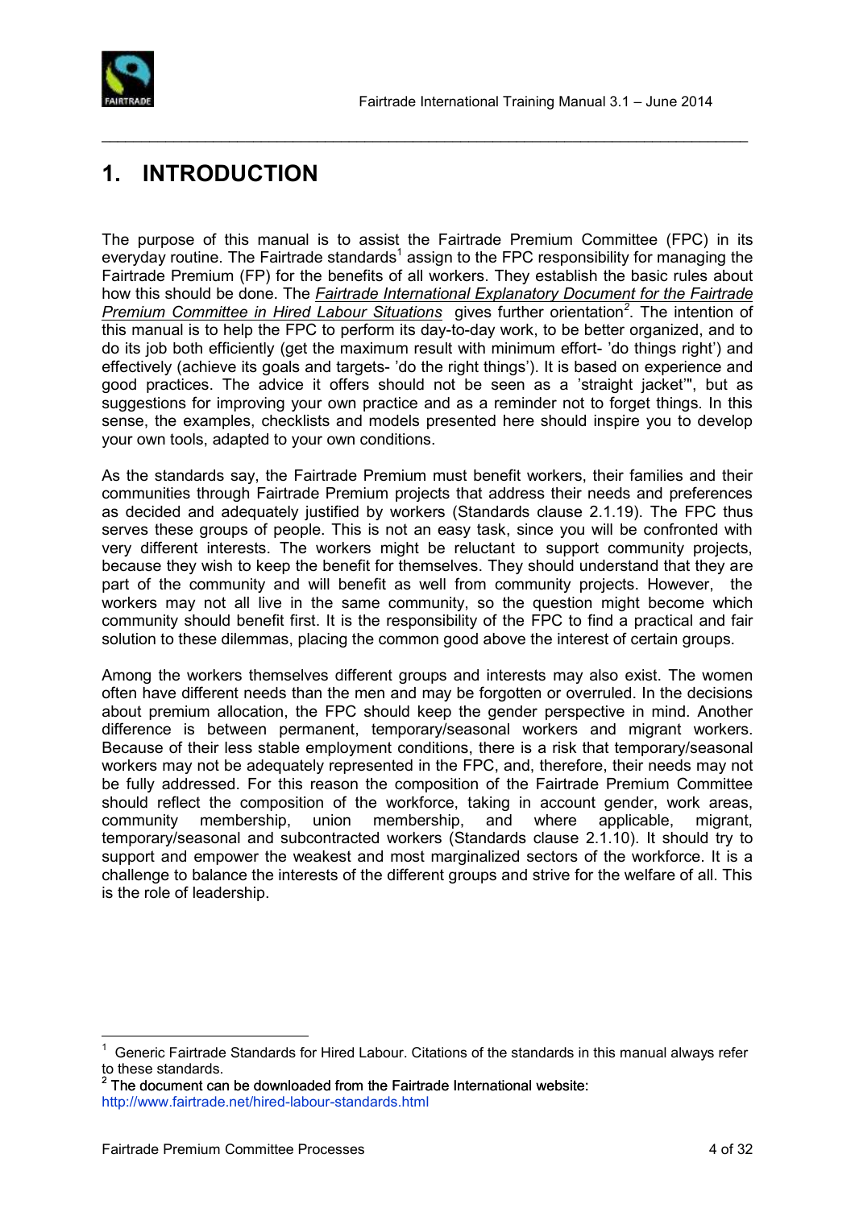# 1. INTRODUCTION

The purpose of this manual is to assist the Fairtrade Premium Committee (FPC) in its everyday routine. The Fairtrade standards[1] assign to the FPC responsibility for managing the Fairtrade Premium (FP) for the benefits of all workers. They establish the basic rules about how this should be done. The *Fairtrade International Explanatory Document for the Fairtrade Premium Committee in Hired Labour Situations* gives further orientation[2]. The intention of this manual is to help the FPC to perform its day-to-day work, to be better organized, and to do its job both efficiently (get the maximum result with minimum effort- 'do things right') and effectively (achieve its goals and targets- 'do the right things'). It is based on experience and good practices. The advice it offers should not be seen as a 'straight jacket'", but as suggestions for improving your own practice and as a reminder not to forget things. In this sense, the examples, checklists and models presented here should inspire you to develop your own tools, adapted to your own conditions.

As the standards say, the Fairtrade Premium must benefit workers, their families and their communities through Fairtrade Premium projects that address their needs and preferences as decided and adequately justified by workers (Standards clause 2.1.19). The FPC thus serves these groups of people. This is not an easy task, since you will be confronted with very different interests. The workers might be reluctant to support community projects, because they wish to keep the benefit for themselves. They should understand that they are part of the community and will benefit as well from community projects. However, the workers may not all live in the same community, so the question might become which community should benefit first. It is the responsibility of the FPC to find a practical and fair solution to these dilemmas, placing the common good above the interest of certain groups.

Among the workers themselves different groups and interests may also exist. The women often have different needs than the men and may be forgotten or overruled. In the decisions about premium allocation, the FPC should keep the gender perspective in mind. Another difference is between permanent, temporary/seasonal workers and migrant workers. Because of their less stable employment conditions, there is a risk that temporary/seasonal workers may not be adequately represented in the FPC, and, therefore, their needs may not be fully addressed. For this reason the composition of the Fairtrade Premium Committee should reflect the composition of the workforce, taking in account gender, work areas, community membership, union membership, and where applicable, migrant, temporary/seasonal and subcontracted workers (Standards clause 2.1.10). It should try to support and empower the weakest and most marginalized sectors of the workforce. It is a challenge to balance the interests of the different groups and strive for the welfare of all. This is the role of leadership.

---

[1] Generic Fairtrade Standards for Hired Labour. Citations of the standards in this manual always refer to these standards.

[2] The document can be downloaded from the Fairtrade International website: http://www.fairtrade.net/hired-labour-standards.html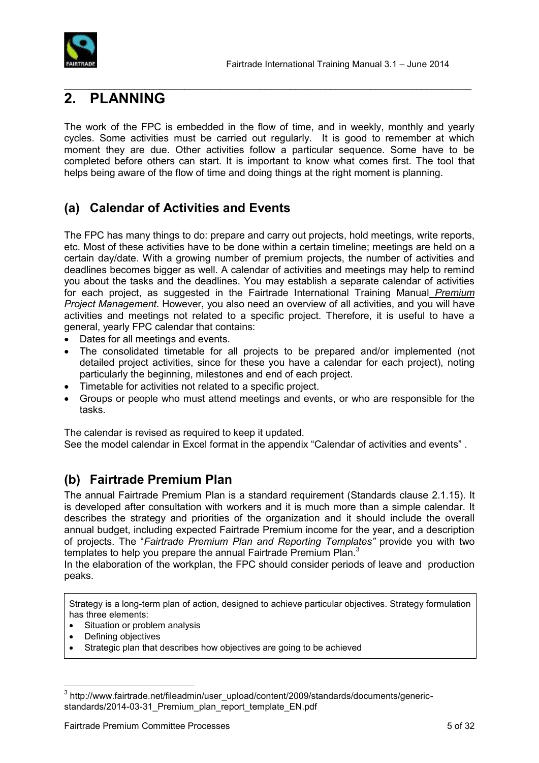# 2. PLANNING

The work of the FPC is embedded in the flow of time, and in weekly, monthly and yearly cycles. Some activities must be carried out regularly. It is good to remember at which moment they are due. Other activities follow a particular sequence. Some have to be completed before others can start. It is important to know what comes first. The tool that helps being aware of the flow of time and doing things at the right moment is planning.

## (a) Calendar of Activities and Events

The FPC has many things to do: prepare and carry out projects, hold meetings, write reports, etc. Most of these activities have to be done within a certain timeline; meetings are held on a certain day/date. With a growing number of premium projects, the number of activities and deadlines becomes bigger as well. A calendar of activities and meetings may help to remind you about the tasks and the deadlines. You may establish a separate calendar of activities for each project, as suggested in the Fairtrade International Training Manual *Premium Project Management*. However, you also need an overview of all activities, and you will have activities and meetings not related to a specific project. Therefore, it is useful to have a general, yearly FPC calendar that contains:

- Dates for all meetings and events.
- The consolidated timetable for all projects to be prepared and/or implemented (not detailed project activities, since for these you have a calendar for each project), noting particularly the beginning, milestones and end of each project.
- Timetable for activities not related to a specific project.
- Groups or people who must attend meetings and events, or who are responsible for the tasks.

The calendar is revised as required to keep it updated.
See the model calendar in Excel format in the appendix "Calendar of activities and events" .

## (b) Fairtrade Premium Plan

The annual Fairtrade Premium Plan is a standard requirement (Standards clause 2.1.15). It is developed after consultation with workers and it is much more than a simple calendar. It describes the strategy and priorities of the organization and it should include the overall annual budget, including expected Fairtrade Premium income for the year, and a description of projects. The "*Fairtrade Premium Plan and Reporting Templates"* provide you with two templates to help you prepare the annual Fairtrade Premium Plan.[3]
In the elaboration of the workplan, the FPC should consider periods of leave and production peaks.

> Strategy is a long-term plan of action, designed to achieve particular objectives. Strategy formulation has three elements:
> - Situation or problem analysis
> - Defining objectives
> - Strategic plan that describes how objectives are going to be achieved

[3] http://www.fairtrade.net/fileadmin/user_upload/content/2009/standards/documents/generic-standards/2014-03-31_Premium_plan_report_template_EN.pdf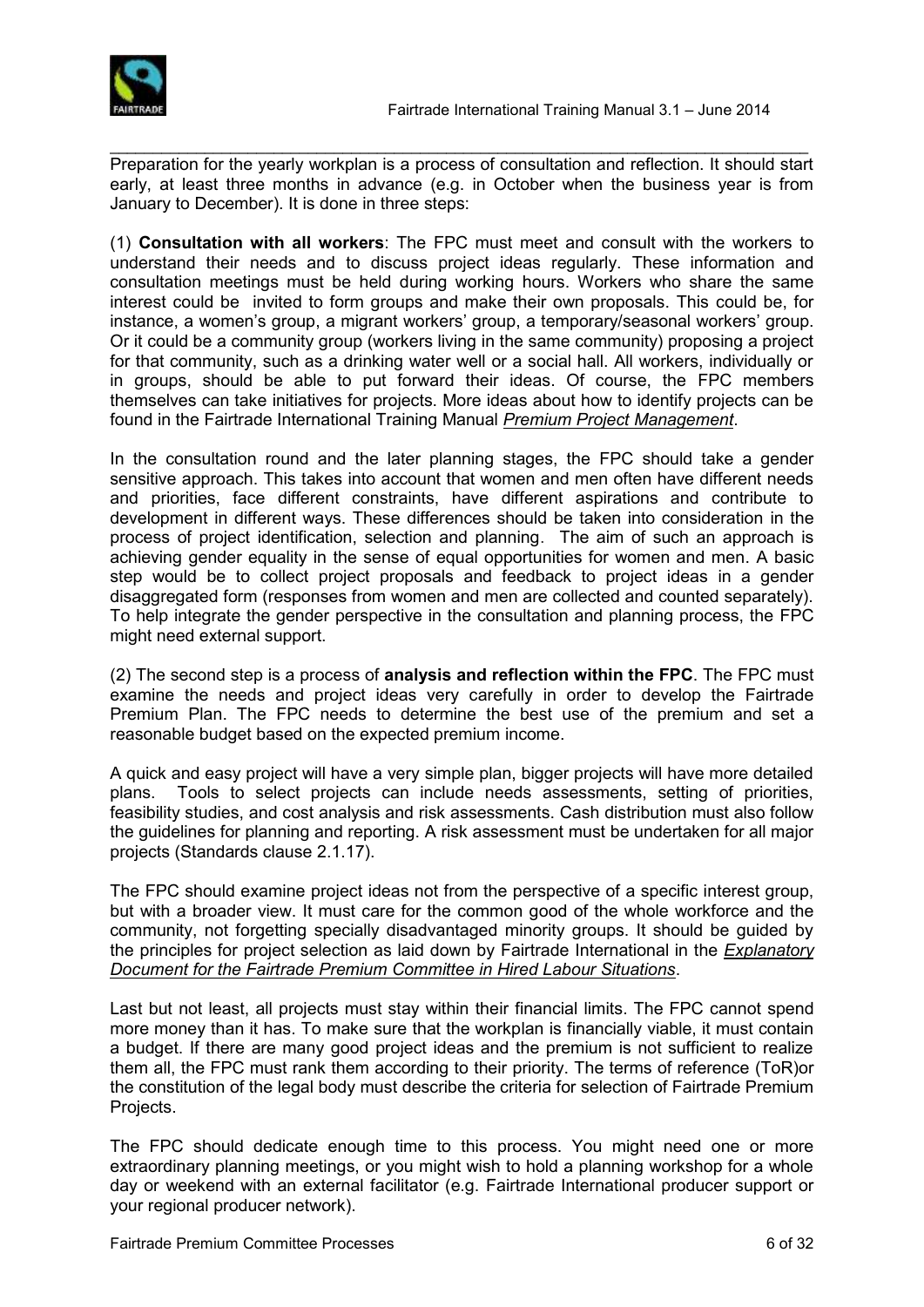Preparation for the yearly workplan is a process of consultation and reflection. It should start early, at least three months in advance (e.g. in October when the business year is from January to December). It is done in three steps:

(1) **Consultation with all workers**: The FPC must meet and consult with the workers to understand their needs and to discuss project ideas regularly. These information and consultation meetings must be held during working hours. Workers who share the same interest could be invited to form groups and make their own proposals. This could be, for instance, a women's group, a migrant workers' group, a temporary/seasonal workers' group. Or it could be a community group (workers living in the same community) proposing a project for that community, such as a drinking water well or a social hall. All workers, individually or in groups, should be able to put forward their ideas. Of course, the FPC members themselves can take initiatives for projects. More ideas about how to identify projects can be found in the Fairtrade International Training Manual *Premium Project Management*.

In the consultation round and the later planning stages, the FPC should take a gender sensitive approach. This takes into account that women and men often have different needs and priorities, face different constraints, have different aspirations and contribute to development in different ways. These differences should be taken into consideration in the process of project identification, selection and planning. The aim of such an approach is achieving gender equality in the sense of equal opportunities for women and men. A basic step would be to collect project proposals and feedback to project ideas in a gender disaggregated form (responses from women and men are collected and counted separately). To help integrate the gender perspective in the consultation and planning process, the FPC might need external support.

(2) The second step is a process of **analysis and reflection within the FPC**. The FPC must examine the needs and project ideas very carefully in order to develop the Fairtrade Premium Plan. The FPC needs to determine the best use of the premium and set a reasonable budget based on the expected premium income.

A quick and easy project will have a very simple plan, bigger projects will have more detailed plans. Tools to select projects can include needs assessments, setting of priorities, feasibility studies, and cost analysis and risk assessments. Cash distribution must also follow the guidelines for planning and reporting. A risk assessment must be undertaken for all major projects (Standards clause 2.1.17).

The FPC should examine project ideas not from the perspective of a specific interest group, but with a broader view. It must care for the common good of the whole workforce and the community, not forgetting specially disadvantaged minority groups. It should be guided by the principles for project selection as laid down by Fairtrade International in the *Explanatory Document for the Fairtrade Premium Committee in Hired Labour Situations*.

Last but not least, all projects must stay within their financial limits. The FPC cannot spend more money than it has. To make sure that the workplan is financially viable, it must contain a budget. If there are many good project ideas and the premium is not sufficient to realize them all, the FPC must rank them according to their priority. The terms of reference (ToR)or the constitution of the legal body must describe the criteria for selection of Fairtrade Premium Projects.

The FPC should dedicate enough time to this process. You might need one or more extraordinary planning meetings, or you might wish to hold a planning workshop for a whole day or weekend with an external facilitator (e.g. Fairtrade International producer support or your regional producer network).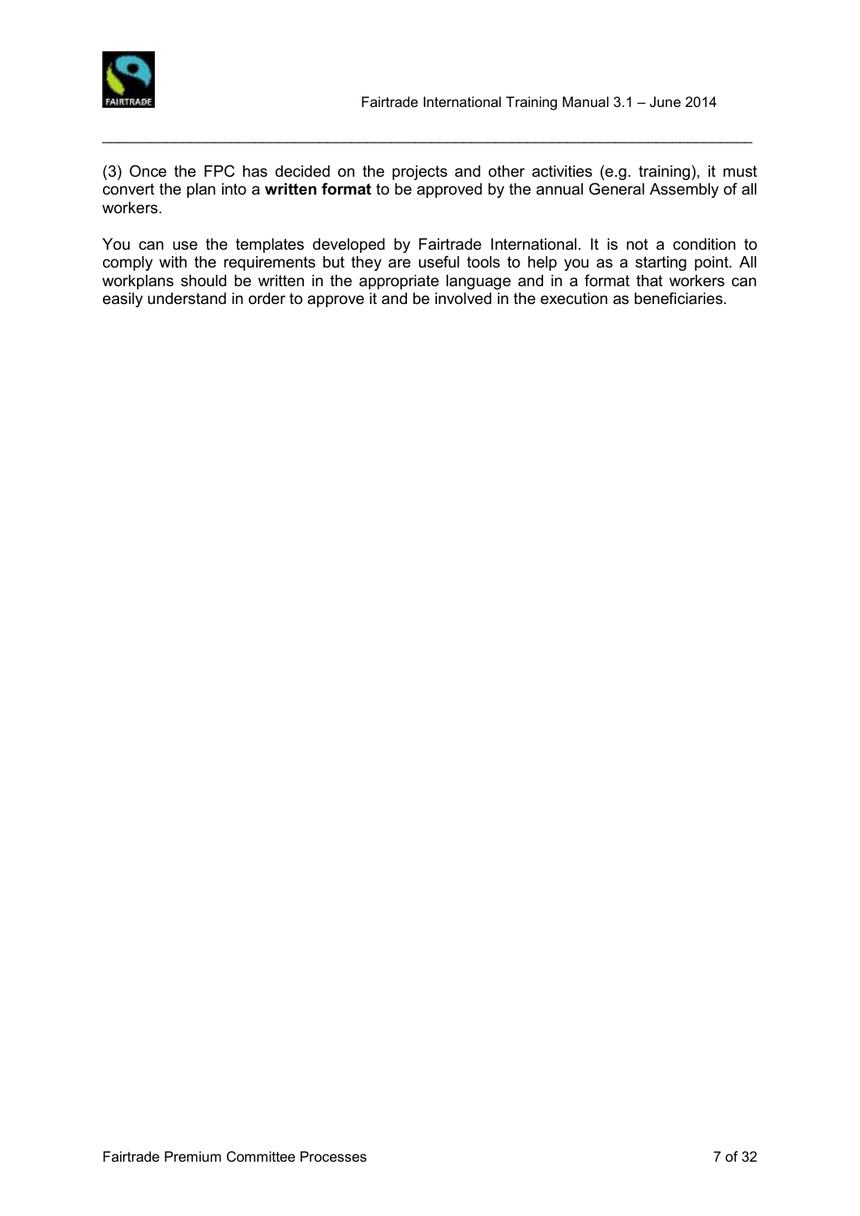(3) Once the FPC has decided on the projects and other activities (e.g. training), it must convert the plan into a **written format** to be approved by the annual General Assembly of all workers.

You can use the templates developed by Fairtrade International. It is not a condition to comply with the requirements but they are useful tools to help you as a starting point. All workplans should be written in the appropriate language and in a format that workers can easily understand in order to approve it and be involved in the execution as beneficiaries.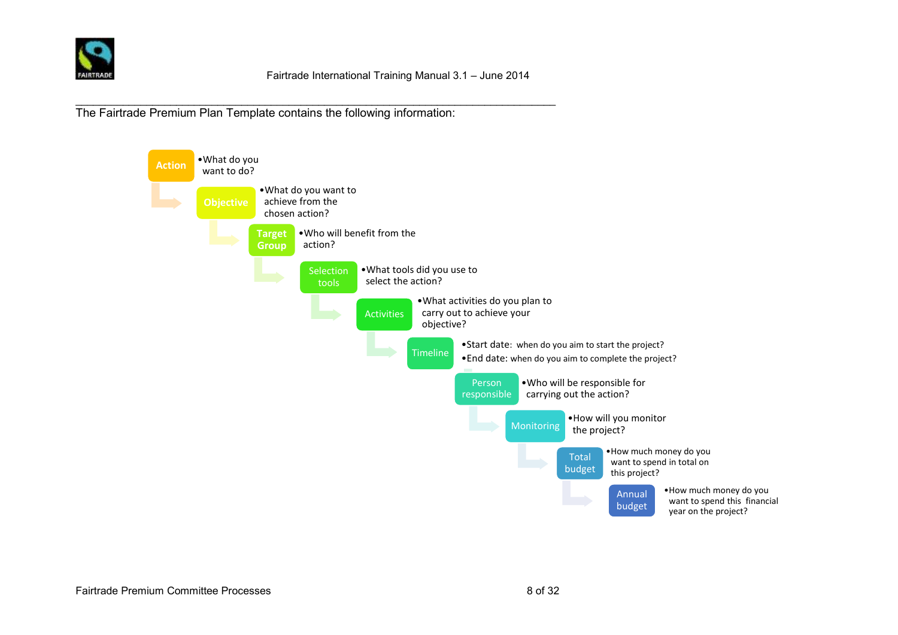The Fairtrade Premium Plan Template contains the following information:

- **Action**
  - What do you want to do?
- **Objective**
  - What do you want to achieve from the chosen action?
- **Target Group**
  - Who will benefit from the action?
- **Selection tools**
  - What tools did you use to select the action?
- **Activities**
  - What activities do you plan to carry out to achieve your objective?
- **Timeline**
  - Start date: when do you aim to start the project?
  - End date: when do you aim to complete the project?
- **Person responsible**
  - Who will be responsible for carrying out the action?
- **Monitoring**
  - How will you monitor the project?
- **Total budget**
  - How much money do you want to spend in total on this project?
- **Annual budget**
  - How much money do you want to spend this financial year on the project?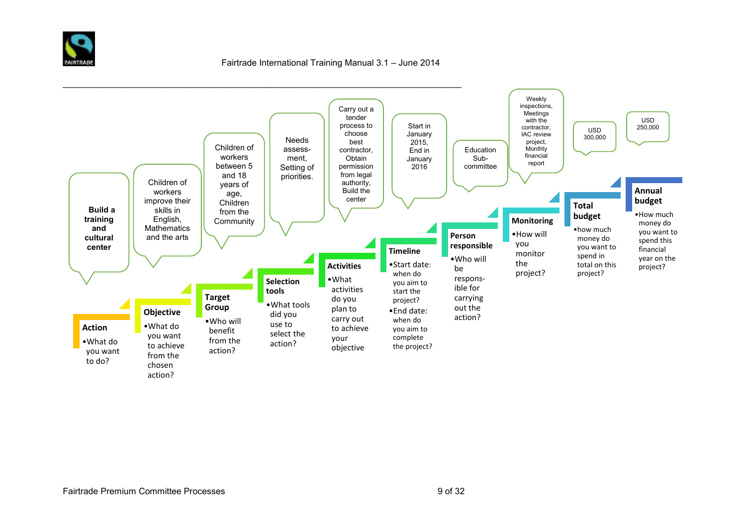| Step | Question | Example |
| --- | --- | --- |
| **Action** | • What do you want to do? | Build a training and cultural center |
| **Objective** | • What do you want to achieve from the chosen action? | Children of workers improve their skills in English, Mathematics and the arts |
| **Target Group** | • Who will benefit from the action? | Children of workers between 5 and 18 years of age, Children from the Community |
| **Selection tools** | • What tools did you use to select the action? | Needs assess-ment, Setting of priorities. |
| **Activities** | • What activities do you plan to carry out to achieve your objective | Carry out a tender process to choose best contractor, Obtain permission from legal authority, Build the center |
| **Timeline** | • Start date: when do you aim to start the project? • End date: when do you aim to complete the project? | Start in January 2015, End in January 2016 |
| **Person responsible** | • Who will be respons-ible for carrying out the action? | Education Sub-committee |
| **Monitoring** | • How will you monitor the project? | Weekly inspections, Meetings with the contractor, IAC review project, Monthly financial report |
| **Total budget** | • how much money do you want to spend in total on this project? | USD 300,000 |
| **Annual budget** | • How much money do you want to spend this financial year on the project? | USD 250,000 |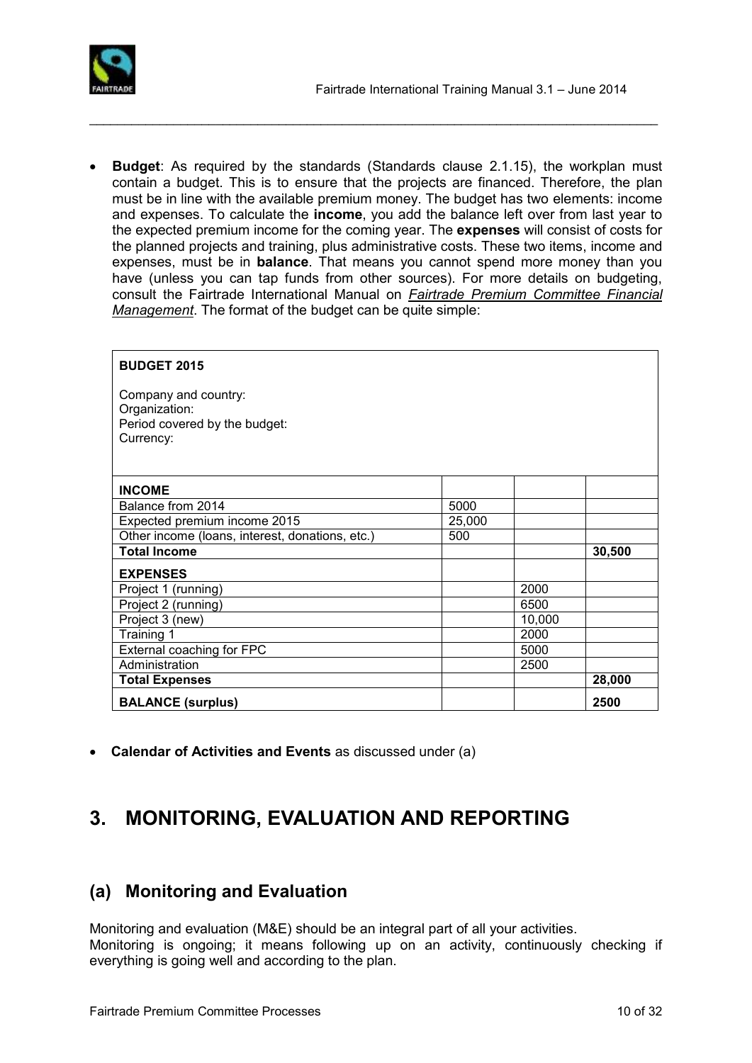- **Budget**: As required by the standards (Standards clause 2.1.15), the workplan must contain a budget. This is to ensure that the projects are financed. Therefore, the plan must be in line with the available premium money. The budget has two elements: income and expenses. To calculate the **income**, you add the balance left over from last year to the expected premium income for the coming year. The **expenses** will consist of costs for the planned projects and training, plus administrative costs. These two items, income and expenses, must be in **balance**. That means you cannot spend more money than you have (unless you can tap funds from other sources). For more details on budgeting, consult the Fairtrade International Manual on *Fairtrade Premium Committee Financial Management*. The format of the budget can be quite simple:

| **BUDGET 2015**<br><br>Company and country:<br>Organization:<br>Period covered by the budget:<br>Currency: | | | |
|---|---|---|---|
| **INCOME** | | | |
| Balance from 2014 | 5000 | | |
| Expected premium income 2015 | 25,000 | | |
| Other income (loans, interest, donations, etc.) | 500 | | |
| **Total Income** | | | **30,500** |
| **EXPENSES** | | | |
| Project 1 (running) | | 2000 | |
| Project 2 (running) | | 6500 | |
| Project 3 (new) | | 10,000 | |
| Training 1 | | 2000 | |
| External coaching for FPC | | 5000 | |
| Administration | | 2500 | |
| **Total Expenses** | | | **28,000** |
| **BALANCE (surplus)** | | | **2500** |

- **Calendar of Activities and Events** as discussed under (a)

# 3. MONITORING, EVALUATION AND REPORTING

## (a) Monitoring and Evaluation

Monitoring and evaluation (M&E) should be an integral part of all your activities.
Monitoring is ongoing; it means following up on an activity, continuously checking if everything is going well and according to the plan.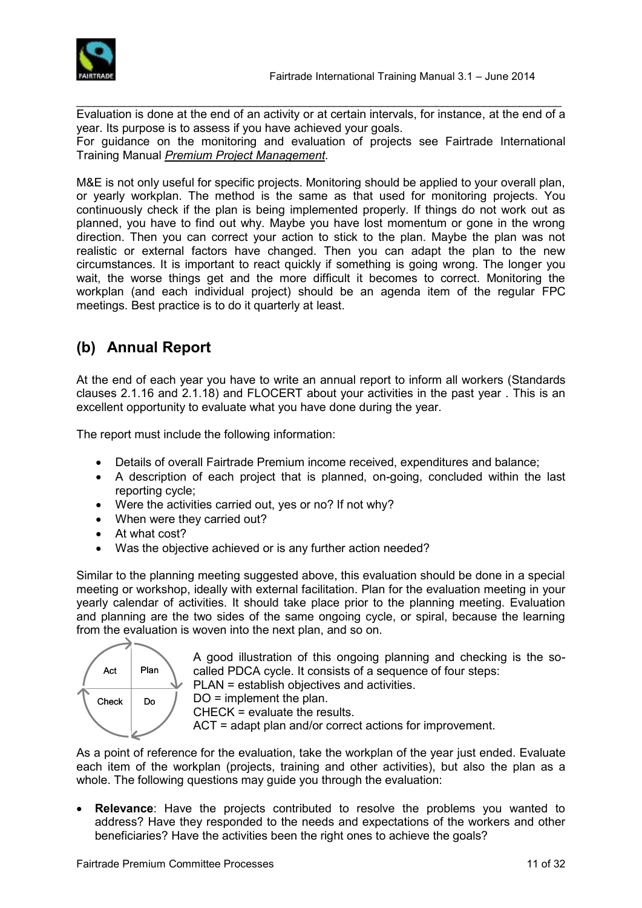Evaluation is done at the end of an activity or at certain intervals, for instance, at the end of a year. Its purpose is to assess if you have achieved your goals.

For guidance on the monitoring and evaluation of projects see Fairtrade International Training Manual *Premium Project Management*.

M&E is not only useful for specific projects. Monitoring should be applied to your overall plan, or yearly workplan. The method is the same as that used for monitoring projects. You continuously check if the plan is being implemented properly. If things do not work out as planned, you have to find out why. Maybe you have lost momentum or gone in the wrong direction. Then you can correct your action to stick to the plan. Maybe the plan was not realistic or external factors have changed. Then you can adapt the plan to the new circumstances. It is important to react quickly if something is going wrong. The longer you wait, the worse things get and the more difficult it becomes to correct. Monitoring the workplan (and each individual project) should be an agenda item of the regular FPC meetings. Best practice is to do it quarterly at least.

## (b) Annual Report

At the end of each year you have to write an annual report to inform all workers (Standards clauses 2.1.16 and 2.1.18) and FLOCERT about your activities in the past year . This is an excellent opportunity to evaluate what you have done during the year.

The report must include the following information:

- Details of overall Fairtrade Premium income received, expenditures and balance;
- A description of each project that is planned, on-going, concluded within the last reporting cycle;
- Were the activities carried out, yes or no? If not why?
- When were they carried out?
- At what cost?
- Was the objective achieved or is any further action needed?

Similar to the planning meeting suggested above, this evaluation should be done in a special meeting or workshop, ideally with external facilitation. Plan for the evaluation meeting in your yearly calendar of activities. It should take place prior to the planning meeting. Evaluation and planning are the two sides of the same ongoing cycle, or spiral, because the learning from the evaluation is woven into the next plan, and so on.

| Act | Plan |
|---|---|
| Check | Do |

A good illustration of this ongoing planning and checking is the so-called PDCA cycle. It consists of a sequence of four steps:
PLAN = establish objectives and activities.
DO = implement the plan.
CHECK = evaluate the results.
ACT = adapt plan and/or correct actions for improvement.

As a point of reference for the evaluation, take the workplan of the year just ended. Evaluate each item of the workplan (projects, training and other activities), but also the plan as a whole. The following questions may guide you through the evaluation:

- **Relevance**: Have the projects contributed to resolve the problems you wanted to address? Have they responded to the needs and expectations of the workers and other beneficiaries? Have the activities been the right ones to achieve the goals?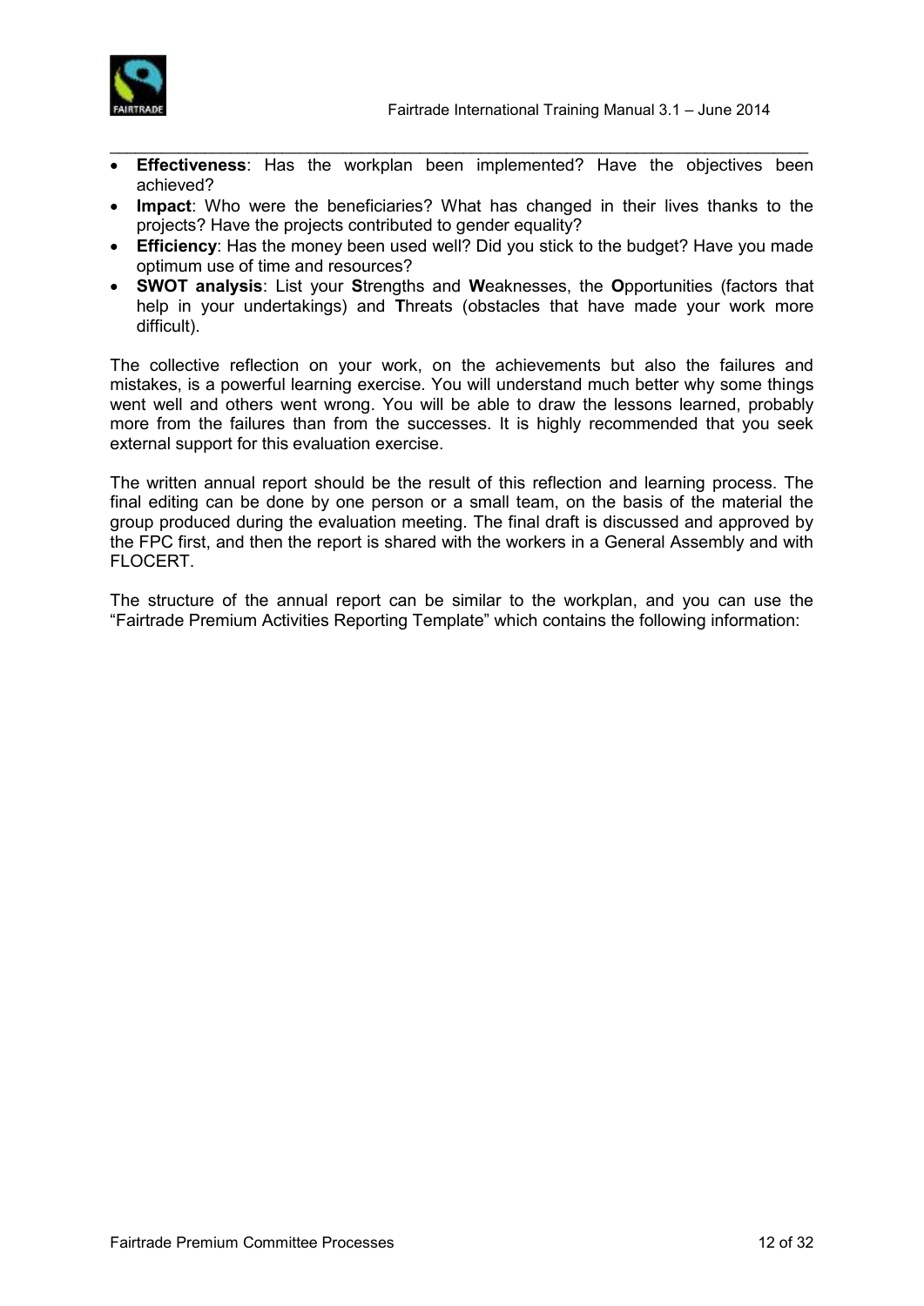- **Effectiveness**: Has the workplan been implemented? Have the objectives been achieved?
- **Impact**: Who were the beneficiaries? What has changed in their lives thanks to the projects? Have the projects contributed to gender equality?
- **Efficiency**: Has the money been used well? Did you stick to the budget? Have you made optimum use of time and resources?
- **SWOT analysis**: List your **S**trengths and **W**eaknesses, the **O**pportunities (factors that help in your undertakings) and **T**hreats (obstacles that have made your work more difficult).

The collective reflection on your work, on the achievements but also the failures and mistakes, is a powerful learning exercise. You will understand much better why some things went well and others went wrong. You will be able to draw the lessons learned, probably more from the failures than from the successes. It is highly recommended that you seek external support for this evaluation exercise.

The written annual report should be the result of this reflection and learning process. The final editing can be done by one person or a small team, on the basis of the material the group produced during the evaluation meeting. The final draft is discussed and approved by the FPC first, and then the report is shared with the workers in a General Assembly and with FLOCERT.

The structure of the annual report can be similar to the workplan, and you can use the "Fairtrade Premium Activities Reporting Template" which contains the following information: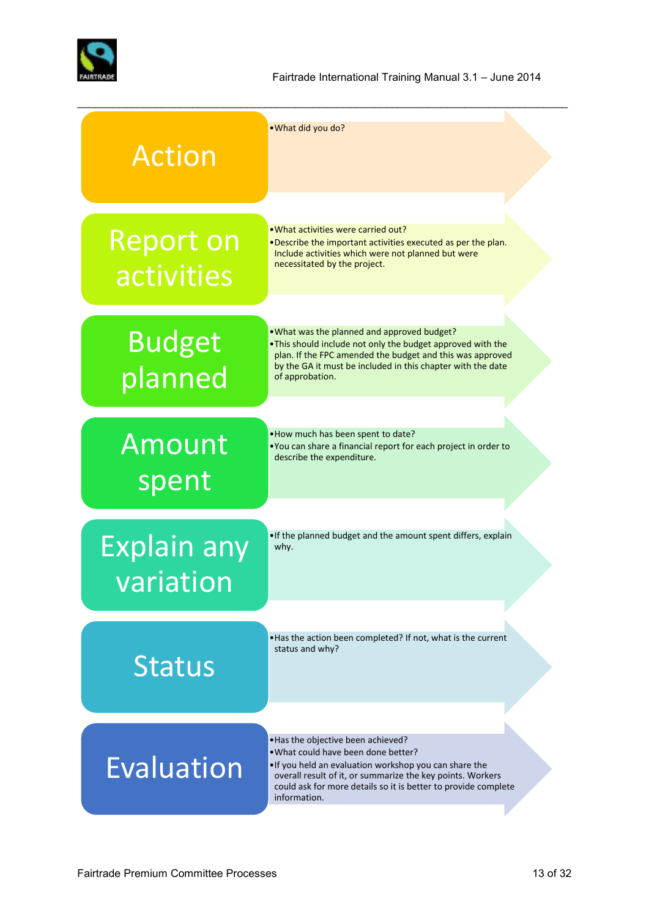**Action**

- What did you do?

**Report on activities**

- What activities were carried out?
- Describe the important activities executed as per the plan. Include activities which were not planned but were necessitated by the project.

**Budget planned**

- What was the planned and approved budget?
- This should include not only the budget approved with the plan. If the FPC amended the budget and this was approved by the GA it must be included in this chapter with the date of approbation.

**Amount spent**

- How much has been spent to date?
- You can share a financial report for each project in order to describe the expenditure.

**Explain any variation**

- If the planned budget and the amount spent differs, explain why.

**Status**

- Has the action been completed? If not, what is the current status and why?

**Evaluation**

- Has the objective been achieved?
- What could have been done better?
- If you held an evaluation workshop you can share the overall result of it, or summarize the key points. Workers could ask for more details so it is better to provide complete information.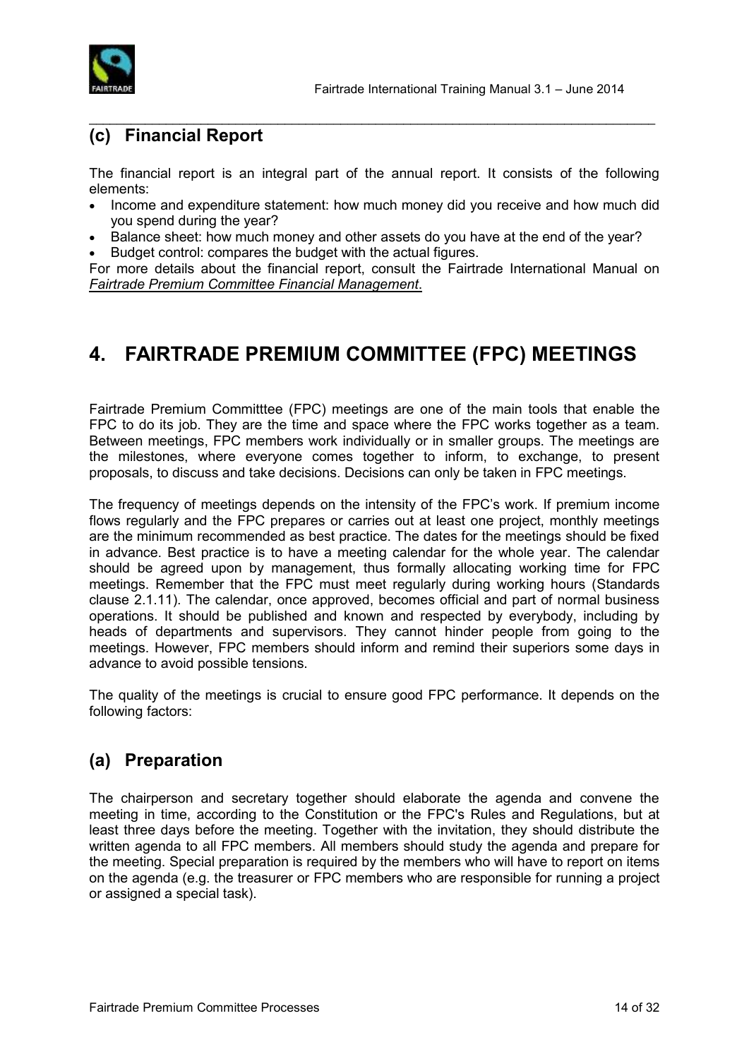### (c) Financial Report

The financial report is an integral part of the annual report. It consists of the following elements:

- Income and expenditure statement: how much money did you receive and how much did you spend during the year?
- Balance sheet: how much money and other assets do you have at the end of the year?
- Budget control: compares the budget with the actual figures.

For more details about the financial report, consult the Fairtrade International Manual on *Fairtrade Premium Committee Financial Management*.

## 4. FAIRTRADE PREMIUM COMMITTEE (FPC) MEETINGS

Fairtrade Premium Committtee (FPC) meetings are one of the main tools that enable the FPC to do its job. They are the time and space where the FPC works together as a team. Between meetings, FPC members work individually or in smaller groups. The meetings are the milestones, where everyone comes together to inform, to exchange, to present proposals, to discuss and take decisions. Decisions can only be taken in FPC meetings.

The frequency of meetings depends on the intensity of the FPC's work. If premium income flows regularly and the FPC prepares or carries out at least one project, monthly meetings are the minimum recommended as best practice. The dates for the meetings should be fixed in advance. Best practice is to have a meeting calendar for the whole year. The calendar should be agreed upon by management, thus formally allocating working time for FPC meetings. Remember that the FPC must meet regularly during working hours (Standards clause 2.1.11). The calendar, once approved, becomes official and part of normal business operations. It should be published and known and respected by everybody, including by heads of departments and supervisors. They cannot hinder people from going to the meetings. However, FPC members should inform and remind their superiors some days in advance to avoid possible tensions.

The quality of the meetings is crucial to ensure good FPC performance. It depends on the following factors:

### (a) Preparation

The chairperson and secretary together should elaborate the agenda and convene the meeting in time, according to the Constitution or the FPC's Rules and Regulations, but at least three days before the meeting. Together with the invitation, they should distribute the written agenda to all FPC members. All members should study the agenda and prepare for the meeting. Special preparation is required by the members who will have to report on items on the agenda (e.g. the treasurer or FPC members who are responsible for running a project or assigned a special task).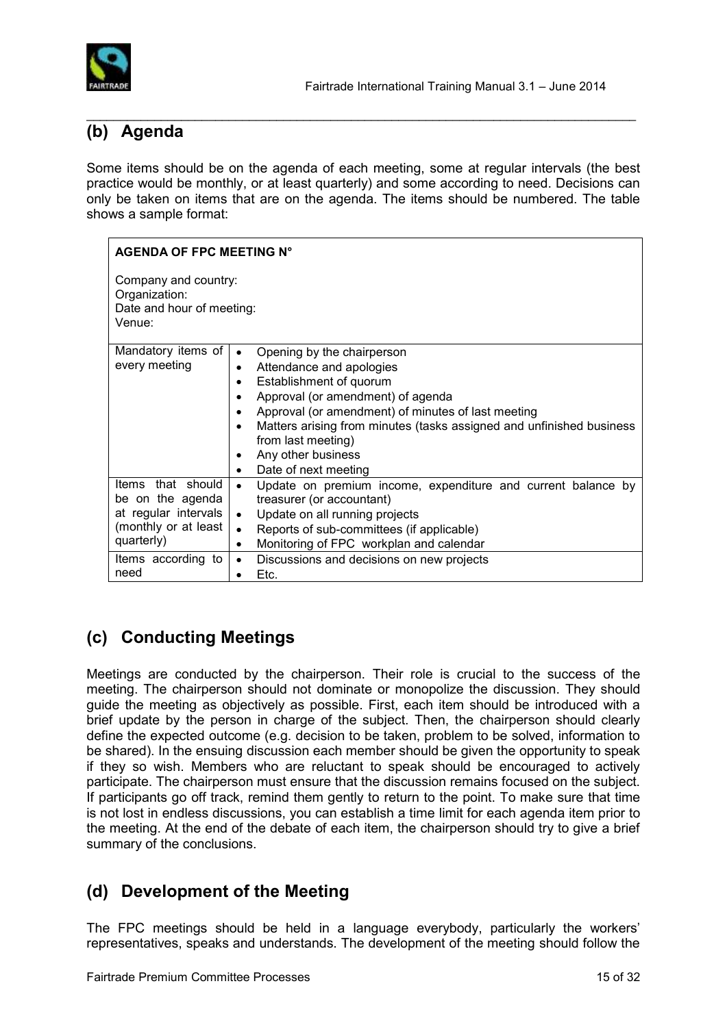## (b) Agenda

Some items should be on the agenda of each meeting, some at regular intervals (the best practice would be monthly, or at least quarterly) and some according to need. Decisions can only be taken on items that are on the agenda. The items should be numbered. The table shows a sample format:

| **AGENDA OF FPC MEETING N°**<br><br>Company and country:<br>Organization:<br>Date and hour of meeting:<br>Venue: | |
|---|---|
| Mandatory items of every meeting | • Opening by the chairperson<br>• Attendance and apologies<br>• Establishment of quorum<br>• Approval (or amendment) of agenda<br>• Approval (or amendment) of minutes of last meeting<br>• Matters arising from minutes (tasks assigned and unfinished business from last meeting)<br>• Any other business<br>• Date of next meeting |
| Items that should be on the agenda at regular intervals (monthly or at least quarterly) | • Update on premium income, expenditure and current balance by treasurer (or accountant)<br>• Update on all running projects<br>• Reports of sub-committees (if applicable)<br>• Monitoring of FPC workplan and calendar |
| Items according to need | • Discussions and decisions on new projects<br>• Etc. |

## (c) Conducting Meetings

Meetings are conducted by the chairperson. Their role is crucial to the success of the meeting. The chairperson should not dominate or monopolize the discussion. They should guide the meeting as objectively as possible. First, each item should be introduced with a brief update by the person in charge of the subject. Then, the chairperson should clearly define the expected outcome (e.g. decision to be taken, problem to be solved, information to be shared). In the ensuing discussion each member should be given the opportunity to speak if they so wish. Members who are reluctant to speak should be encouraged to actively participate. The chairperson must ensure that the discussion remains focused on the subject. If participants go off track, remind them gently to return to the point. To make sure that time is not lost in endless discussions, you can establish a time limit for each agenda item prior to the meeting. At the end of the debate of each item, the chairperson should try to give a brief summary of the conclusions.

## (d) Development of the Meeting

The FPC meetings should be held in a language everybody, particularly the workers' representatives, speaks and understands. The development of the meeting should follow the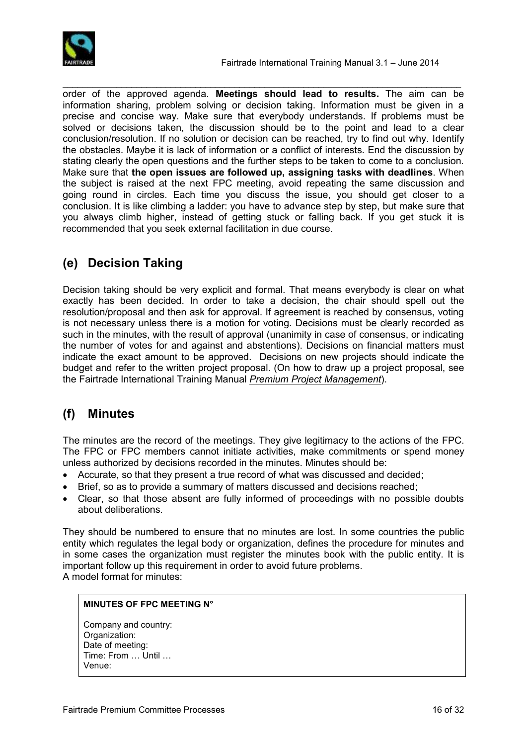order of the approved agenda. **Meetings should lead to results.** The aim can be information sharing, problem solving or decision taking. Information must be given in a precise and concise way. Make sure that everybody understands. If problems must be solved or decisions taken, the discussion should be to the point and lead to a clear conclusion/resolution. If no solution or decision can be reached, try to find out why. Identify the obstacles. Maybe it is lack of information or a conflict of interests. End the discussion by stating clearly the open questions and the further steps to be taken to come to a conclusion. Make sure that **the open issues are followed up, assigning tasks with deadlines**. When the subject is raised at the next FPC meeting, avoid repeating the same discussion and going round in circles. Each time you discuss the issue, you should get closer to a conclusion. It is like climbing a ladder: you have to advance step by step, but make sure that you always climb higher, instead of getting stuck or falling back. If you get stuck it is recommended that you seek external facilitation in due course.

## (e) Decision Taking

Decision taking should be very explicit and formal. That means everybody is clear on what exactly has been decided. In order to take a decision, the chair should spell out the resolution/proposal and then ask for approval. If agreement is reached by consensus, voting is not necessary unless there is a motion for voting. Decisions must be clearly recorded as such in the minutes, with the result of approval (unanimity in case of consensus, or indicating the number of votes for and against and abstentions). Decisions on financial matters must indicate the exact amount to be approved. Decisions on new projects should indicate the budget and refer to the written project proposal. (On how to draw up a project proposal, see the Fairtrade International Training Manual *Premium Project Management*).

## (f) Minutes

The minutes are the record of the meetings. They give legitimacy to the actions of the FPC. The FPC or FPC members cannot initiate activities, make commitments or spend money unless authorized by decisions recorded in the minutes. Minutes should be:

- Accurate, so that they present a true record of what was discussed and decided;
- Brief, so as to provide a summary of matters discussed and decisions reached;
- Clear, so that those absent are fully informed of proceedings with no possible doubts about deliberations.

They should be numbered to ensure that no minutes are lost. In some countries the public entity which regulates the legal body or organization, defines the procedure for minutes and in some cases the organization must register the minutes book with the public entity. It is important follow up this requirement in order to avoid future problems.
A model format for minutes:

**MINUTES OF FPC MEETING N°**

Company and country:
Organization:
Date of meeting:
Time: From … Until …
Venue: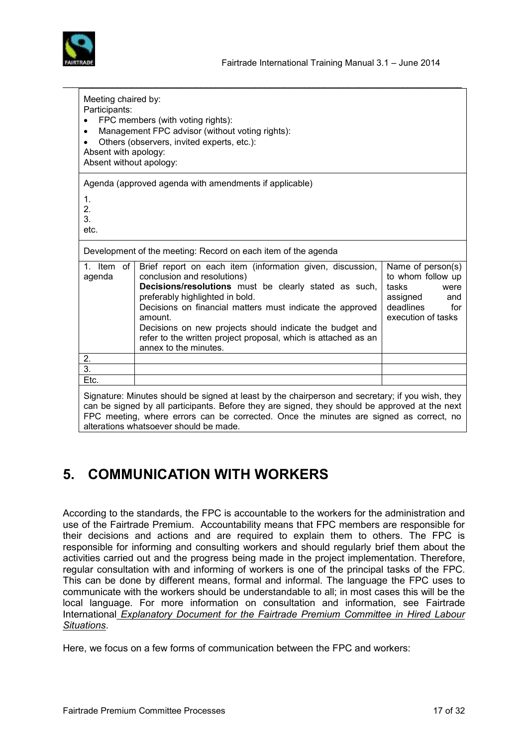Meeting chaired by:
Participants:

- FPC members (with voting rights):
- Management FPC advisor (without voting rights):
- Others (observers, invited experts, etc.):

Absent with apology:
Absent without apology:

Agenda (approved agenda with amendments if applicable)

1.
2.
3.
etc.

Development of the meeting: Record on each item of the agenda

| 1. Item of agenda | Brief report on each item (information given, discussion, conclusion and resolutions)<br>**Decisions/resolutions** must be clearly stated as such, preferably highlighted in bold.<br>Decisions on financial matters must indicate the approved amount.<br>Decisions on new projects should indicate the budget and refer to the written project proposal, which is attached as an annex to the minutes. | Name of person(s) to whom follow up tasks were assigned and deadlines for execution of tasks |
|---|---|---|
| 2. | | |
| 3. | | |
| Etc. | | |

Signature: Minutes should be signed at least by the chairperson and secretary; if you wish, they can be signed by all participants. Before they are signed, they should be approved at the next FPC meeting, where errors can be corrected. Once the minutes are signed as correct, no alterations whatsoever should be made.

# 5. COMMUNICATION WITH WORKERS

According to the standards, the FPC is accountable to the workers for the administration and use of the Fairtrade Premium. Accountability means that FPC members are responsible for their decisions and actions and are required to explain them to others. The FPC is responsible for informing and consulting workers and should regularly brief them about the activities carried out and the progress being made in the project implementation. Therefore, regular consultation with and informing of workers is one of the principal tasks of the FPC. This can be done by different means, formal and informal. The language the FPC uses to communicate with the workers should be understandable to all; in most cases this will be the local language. For more information on consultation and information, see Fairtrade International *Explanatory Document for the Fairtrade Premium Committee in Hired Labour Situations*.

Here, we focus on a few forms of communication between the FPC and workers: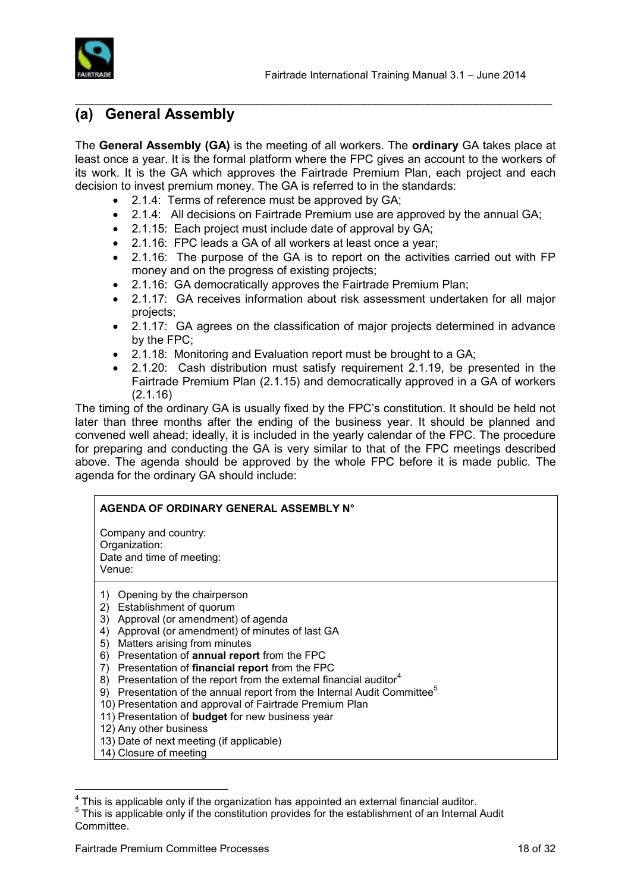## (a) General Assembly

The **General Assembly (GA)** is the meeting of all workers. The **ordinary** GA takes place at least once a year. It is the formal platform where the FPC gives an account to the workers of its work. It is the GA which approves the Fairtrade Premium Plan, each project and each decision to invest premium money. The GA is referred to in the standards:

- 2.1.4: Terms of reference must be approved by GA;
- 2.1.4: All decisions on Fairtrade Premium use are approved by the annual GA;
- 2.1.15: Each project must include date of approval by GA;
- 2.1.16: FPC leads a GA of all workers at least once a year;
- 2.1.16: The purpose of the GA is to report on the activities carried out with FP money and on the progress of existing projects;
- 2.1.16: GA democratically approves the Fairtrade Premium Plan;
- 2.1.17: GA receives information about risk assessment undertaken for all major projects;
- 2.1.17: GA agrees on the classification of major projects determined in advance by the FPC;
- 2.1.18: Monitoring and Evaluation report must be brought to a GA;
- 2.1.20: Cash distribution must satisfy requirement 2.1.19, be presented in the Fairtrade Premium Plan (2.1.15) and democratically approved in a GA of workers (2.1.16)

The timing of the ordinary GA is usually fixed by the FPC's constitution. It should be held not later than three months after the ending of the business year. It should be planned and convened well ahead; ideally, it is included in the yearly calendar of the FPC. The procedure for preparing and conducting the GA is very similar to that of the FPC meetings described above. The agenda should be approved by the whole FPC before it is made public. The agenda for the ordinary GA should include:

**AGENDA OF ORDINARY GENERAL ASSEMBLY N°**

Company and country:
Organization:
Date and time of meeting:
Venue:

1) Opening by the chairperson
2) Establishment of quorum
3) Approval (or amendment) of agenda
4) Approval (or amendment) of minutes of last GA
5) Matters arising from minutes
6) Presentation of **annual report** from the FPC
7) Presentation of **financial report** from the FPC
8) Presentation of the report from the external financial auditor[4]
9) Presentation of the annual report from the Internal Audit Committee[5]
10) Presentation and approval of Fairtrade Premium Plan
11) Presentation of **budget** for new business year
12) Any other business
13) Date of next meeting (if applicable)
14) Closure of meeting

---

[4] This is applicable only if the organization has appointed an external financial auditor.

[5] This is applicable only if the constitution provides for the establishment of an Internal Audit Committee.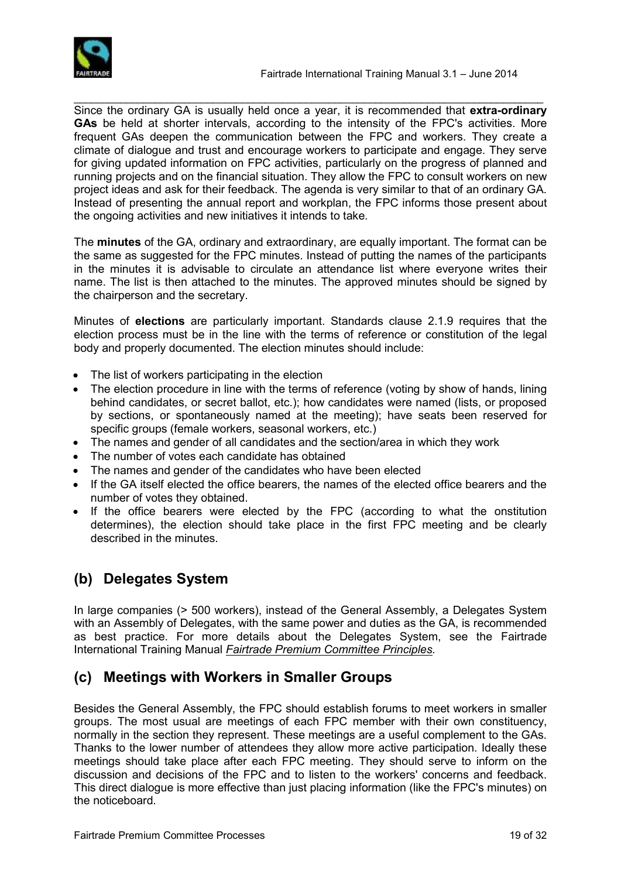Since the ordinary GA is usually held once a year, it is recommended that **extra-ordinary GAs** be held at shorter intervals, according to the intensity of the FPC's activities. More frequent GAs deepen the communication between the FPC and workers. They create a climate of dialogue and trust and encourage workers to participate and engage. They serve for giving updated information on FPC activities, particularly on the progress of planned and running projects and on the financial situation. They allow the FPC to consult workers on new project ideas and ask for their feedback. The agenda is very similar to that of an ordinary GA. Instead of presenting the annual report and workplan, the FPC informs those present about the ongoing activities and new initiatives it intends to take.

The **minutes** of the GA, ordinary and extraordinary, are equally important. The format can be the same as suggested for the FPC minutes. Instead of putting the names of the participants in the minutes it is advisable to circulate an attendance list where everyone writes their name. The list is then attached to the minutes. The approved minutes should be signed by the chairperson and the secretary.

Minutes of **elections** are particularly important. Standards clause 2.1.9 requires that the election process must be in the line with the terms of reference or constitution of the legal body and properly documented. The election minutes should include:

- The list of workers participating in the election
- The election procedure in line with the terms of reference (voting by show of hands, lining behind candidates, or secret ballot, etc.); how candidates were named (lists, or proposed by sections, or spontaneously named at the meeting); have seats been reserved for specific groups (female workers, seasonal workers, etc.)
- The names and gender of all candidates and the section/area in which they work
- The number of votes each candidate has obtained
- The names and gender of the candidates who have been elected
- If the GA itself elected the office bearers, the names of the elected office bearers and the number of votes they obtained.
- If the office bearers were elected by the FPC (according to what the onstitution determines), the election should take place in the first FPC meeting and be clearly described in the minutes.

## (b) Delegates System

In large companies (> 500 workers), instead of the General Assembly, a Delegates System with an Assembly of Delegates, with the same power and duties as the GA, is recommended as best practice. For more details about the Delegates System, see the Fairtrade International Training Manual *Fairtrade Premium Committee Principles.*

## (c) Meetings with Workers in Smaller Groups

Besides the General Assembly, the FPC should establish forums to meet workers in smaller groups. The most usual are meetings of each FPC member with their own constituency, normally in the section they represent. These meetings are a useful complement to the GAs. Thanks to the lower number of attendees they allow more active participation. Ideally these meetings should take place after each FPC meeting. They should serve to inform on the discussion and decisions of the FPC and to listen to the workers' concerns and feedback. This direct dialogue is more effective than just placing information (like the FPC's minutes) on the noticeboard.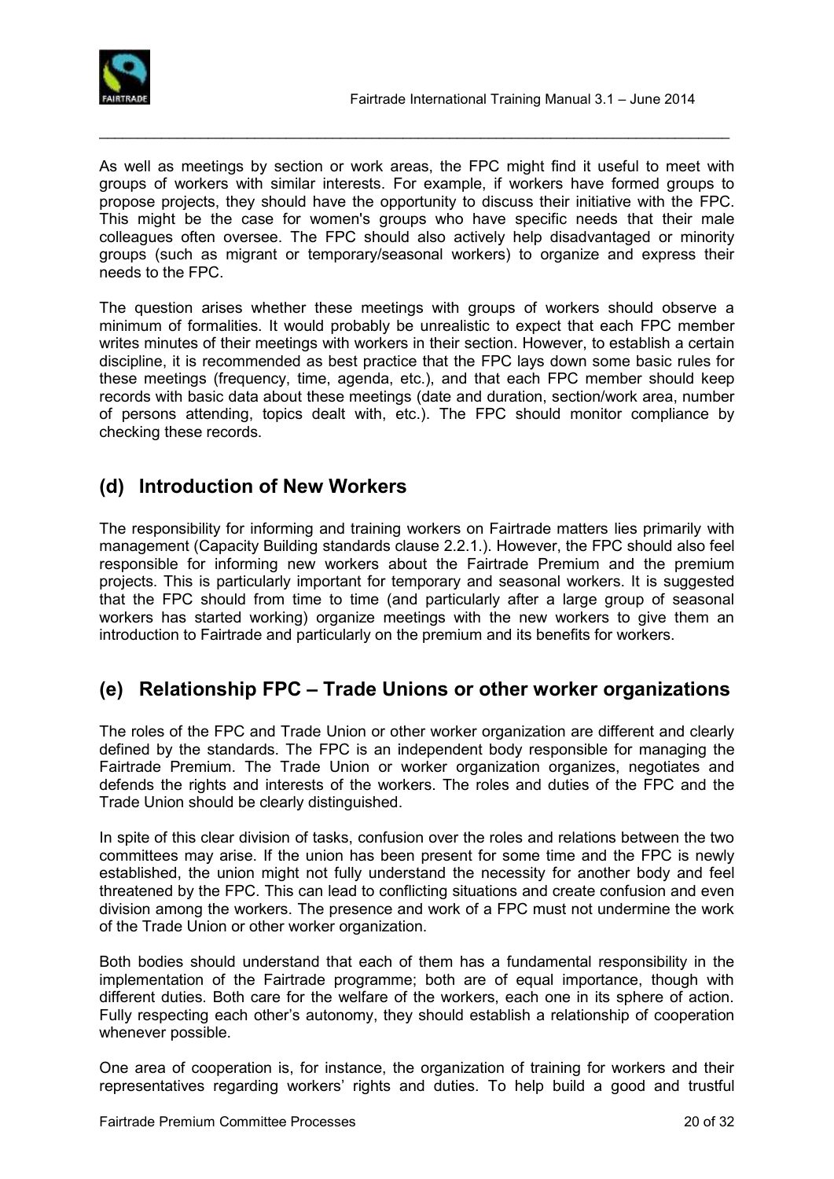As well as meetings by section or work areas, the FPC might find it useful to meet with groups of workers with similar interests. For example, if workers have formed groups to propose projects, they should have the opportunity to discuss their initiative with the FPC. This might be the case for women's groups who have specific needs that their male colleagues often oversee. The FPC should also actively help disadvantaged or minority groups (such as migrant or temporary/seasonal workers) to organize and express their needs to the FPC.

The question arises whether these meetings with groups of workers should observe a minimum of formalities. It would probably be unrealistic to expect that each FPC member writes minutes of their meetings with workers in their section. However, to establish a certain discipline, it is recommended as best practice that the FPC lays down some basic rules for these meetings (frequency, time, agenda, etc.), and that each FPC member should keep records with basic data about these meetings (date and duration, section/work area, number of persons attending, topics dealt with, etc.). The FPC should monitor compliance by checking these records.

## (d) Introduction of New Workers

The responsibility for informing and training workers on Fairtrade matters lies primarily with management (Capacity Building standards clause 2.2.1.). However, the FPC should also feel responsible for informing new workers about the Fairtrade Premium and the premium projects. This is particularly important for temporary and seasonal workers. It is suggested that the FPC should from time to time (and particularly after a large group of seasonal workers has started working) organize meetings with the new workers to give them an introduction to Fairtrade and particularly on the premium and its benefits for workers.

## (e) Relationship FPC – Trade Unions or other worker organizations

The roles of the FPC and Trade Union or other worker organization are different and clearly defined by the standards. The FPC is an independent body responsible for managing the Fairtrade Premium. The Trade Union or worker organization organizes, negotiates and defends the rights and interests of the workers. The roles and duties of the FPC and the Trade Union should be clearly distinguished.

In spite of this clear division of tasks, confusion over the roles and relations between the two committees may arise. If the union has been present for some time and the FPC is newly established, the union might not fully understand the necessity for another body and feel threatened by the FPC. This can lead to conflicting situations and create confusion and even division among the workers. The presence and work of a FPC must not undermine the work of the Trade Union or other worker organization.

Both bodies should understand that each of them has a fundamental responsibility in the implementation of the Fairtrade programme; both are of equal importance, though with different duties. Both care for the welfare of the workers, each one in its sphere of action. Fully respecting each other's autonomy, they should establish a relationship of cooperation whenever possible.

One area of cooperation is, for instance, the organization of training for workers and their representatives regarding workers' rights and duties. To help build a good and trustful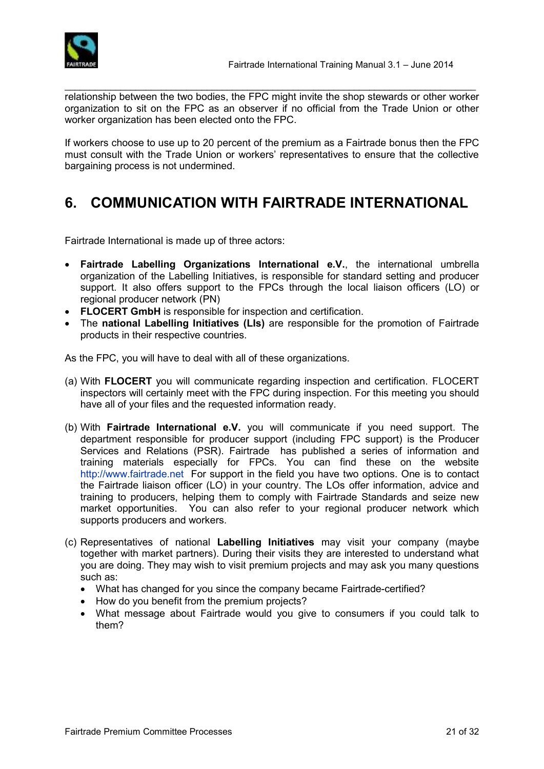relationship between the two bodies, the FPC might invite the shop stewards or other worker organization to sit on the FPC as an observer if no official from the Trade Union or other worker organization has been elected onto the FPC.

If workers choose to use up to 20 percent of the premium as a Fairtrade bonus then the FPC must consult with the Trade Union or workers' representatives to ensure that the collective bargaining process is not undermined.

# 6. COMMUNICATION WITH FAIRTRADE INTERNATIONAL

Fairtrade International is made up of three actors:

- **Fairtrade Labelling Organizations International e.V.**, the international umbrella organization of the Labelling Initiatives, is responsible for standard setting and producer support. It also offers support to the FPCs through the local liaison officers (LO) or regional producer network (PN)
- **FLOCERT GmbH** is responsible for inspection and certification.
- The **national Labelling Initiatives (LIs)** are responsible for the promotion of Fairtrade products in their respective countries.

As the FPC, you will have to deal with all of these organizations.

(a) With **FLOCERT** you will communicate regarding inspection and certification. FLOCERT inspectors will certainly meet with the FPC during inspection. For this meeting you should have all of your files and the requested information ready.

(b) With **Fairtrade International e.V.** you will communicate if you need support. The department responsible for producer support (including FPC support) is the Producer Services and Relations (PSR). Fairtrade has published a series of information and training materials especially for FPCs. You can find these on the website http://www.fairtrade.net For support in the field you have two options. One is to contact the Fairtrade liaison officer (LO) in your country. The LOs offer information, advice and training to producers, helping them to comply with Fairtrade Standards and seize new market opportunities. You can also refer to your regional producer network which supports producers and workers.

(c) Representatives of national **Labelling Initiatives** may visit your company (maybe together with market partners). During their visits they are interested to understand what you are doing. They may wish to visit premium projects and may ask you many questions such as:
   - What has changed for you since the company became Fairtrade-certified?
   - How do you benefit from the premium projects?
   - What message about Fairtrade would you give to consumers if you could talk to them?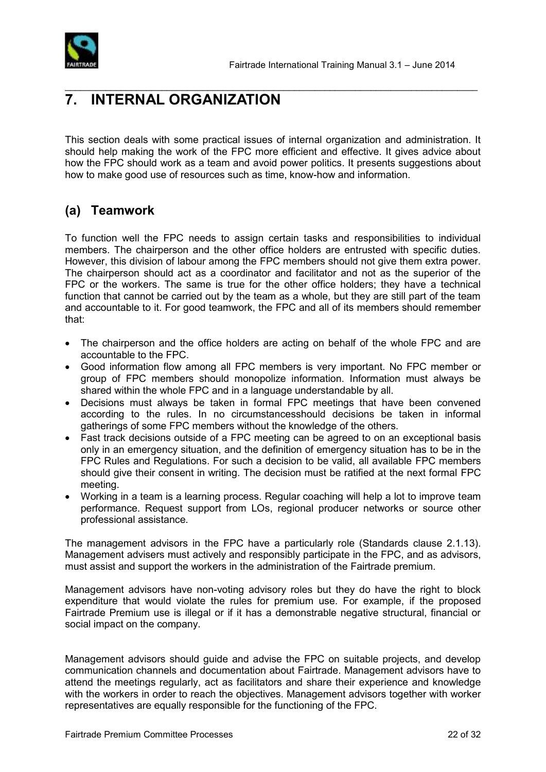# 7. INTERNAL ORGANIZATION

This section deals with some practical issues of internal organization and administration. It should help making the work of the FPC more efficient and effective. It gives advice about how the FPC should work as a team and avoid power politics. It presents suggestions about how to make good use of resources such as time, know-how and information.

## (a) Teamwork

To function well the FPC needs to assign certain tasks and responsibilities to individual members. The chairperson and the other office holders are entrusted with specific duties. However, this division of labour among the FPC members should not give them extra power. The chairperson should act as a coordinator and facilitator and not as the superior of the FPC or the workers. The same is true for the other office holders; they have a technical function that cannot be carried out by the team as a whole, but they are still part of the team and accountable to it. For good teamwork, the FPC and all of its members should remember that:

- The chairperson and the office holders are acting on behalf of the whole FPC and are accountable to the FPC.
- Good information flow among all FPC members is very important. No FPC member or group of FPC members should monopolize information. Information must always be shared within the whole FPC and in a language understandable by all.
- Decisions must always be taken in formal FPC meetings that have been convened according to the rules. In no circumstancesshould decisions be taken in informal gatherings of some FPC members without the knowledge of the others.
- Fast track decisions outside of a FPC meeting can be agreed to on an exceptional basis only in an emergency situation, and the definition of emergency situation has to be in the FPC Rules and Regulations. For such a decision to be valid, all available FPC members should give their consent in writing. The decision must be ratified at the next formal FPC meeting.
- Working in a team is a learning process. Regular coaching will help a lot to improve team performance. Request support from LOs, regional producer networks or source other professional assistance.

The management advisors in the FPC have a particularly role (Standards clause 2.1.13). Management advisers must actively and responsibly participate in the FPC, and as advisors, must assist and support the workers in the administration of the Fairtrade premium.

Management advisors have non-voting advisory roles but they do have the right to block expenditure that would violate the rules for premium use. For example, if the proposed Fairtrade Premium use is illegal or if it has a demonstrable negative structural, financial or social impact on the company.

Management advisors should guide and advise the FPC on suitable projects, and develop communication channels and documentation about Fairtrade. Management advisors have to attend the meetings regularly, act as facilitators and share their experience and knowledge with the workers in order to reach the objectives. Management advisors together with worker representatives are equally responsible for the functioning of the FPC.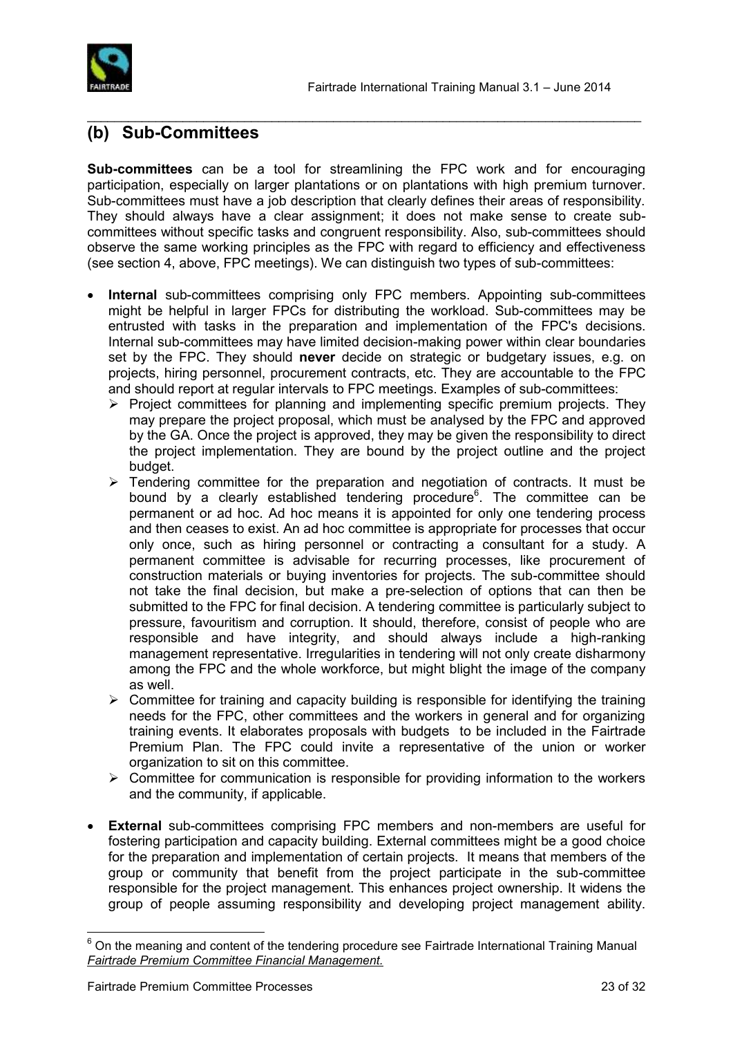## (b) Sub-Committees

**Sub-committees** can be a tool for streamlining the FPC work and for encouraging participation, especially on larger plantations or on plantations with high premium turnover. Sub-committees must have a job description that clearly defines their areas of responsibility. They should always have a clear assignment; it does not make sense to create sub-committees without specific tasks and congruent responsibility. Also, sub-committees should observe the same working principles as the FPC with regard to efficiency and effectiveness (see section 4, above, FPC meetings). We can distinguish two types of sub-committees:

- **Internal** sub-committees comprising only FPC members. Appointing sub-committees might be helpful in larger FPCs for distributing the workload. Sub-committees may be entrusted with tasks in the preparation and implementation of the FPC's decisions. Internal sub-committees may have limited decision-making power within clear boundaries set by the FPC. They should **never** decide on strategic or budgetary issues, e.g. on projects, hiring personnel, procurement contracts, etc. They are accountable to the FPC and should report at regular intervals to FPC meetings. Examples of sub-committees:
  - Project committees for planning and implementing specific premium projects. They may prepare the project proposal, which must be analysed by the FPC and approved by the GA. Once the project is approved, they may be given the responsibility to direct the project implementation. They are bound by the project outline and the project budget.
  - Tendering committee for the preparation and negotiation of contracts. It must be bound by a clearly established tendering procedure[6]. The committee can be permanent or ad hoc. Ad hoc means it is appointed for only one tendering process and then ceases to exist. An ad hoc committee is appropriate for processes that occur only once, such as hiring personnel or contracting a consultant for a study. A permanent committee is advisable for recurring processes, like procurement of construction materials or buying inventories for projects. The sub-committee should not take the final decision, but make a pre-selection of options that can then be submitted to the FPC for final decision. A tendering committee is particularly subject to pressure, favouritism and corruption. It should, therefore, consist of people who are responsible and have integrity, and should always include a high-ranking management representative. Irregularities in tendering will not only create disharmony among the FPC and the whole workforce, but might blight the image of the company as well.
  - Committee for training and capacity building is responsible for identifying the training needs for the FPC, other committees and the workers in general and for organizing training events. It elaborates proposals with budgets to be included in the Fairtrade Premium Plan. The FPC could invite a representative of the union or worker organization to sit on this committee.
  - Committee for communication is responsible for providing information to the workers and the community, if applicable.

- **External** sub-committees comprising FPC members and non-members are useful for fostering participation and capacity building. External committees might be a good choice for the preparation and implementation of certain projects. It means that members of the group or community that benefit from the project participate in the sub-committee responsible for the project management. This enhances project ownership. It widens the group of people assuming responsibility and developing project management ability.

---

[6] On the meaning and content of the tendering procedure see Fairtrade International Training Manual *Fairtrade Premium Committee Financial Management.*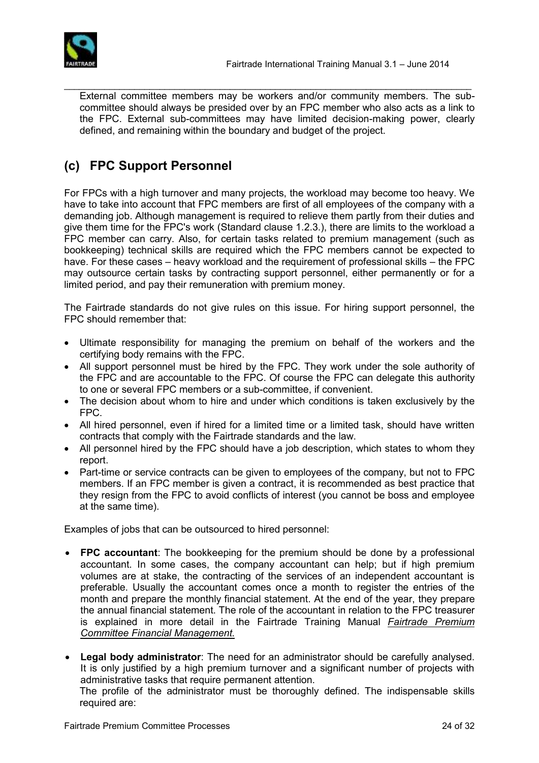External committee members may be workers and/or community members. The sub-committee should always be presided over by an FPC member who also acts as a link to the FPC. External sub-committees may have limited decision-making power, clearly defined, and remaining within the boundary and budget of the project.

## (c) FPC Support Personnel

For FPCs with a high turnover and many projects, the workload may become too heavy. We have to take into account that FPC members are first of all employees of the company with a demanding job. Although management is required to relieve them partly from their duties and give them time for the FPC's work (Standard clause 1.2.3.), there are limits to the workload a FPC member can carry. Also, for certain tasks related to premium management (such as bookkeeping) technical skills are required which the FPC members cannot be expected to have. For these cases – heavy workload and the requirement of professional skills – the FPC may outsource certain tasks by contracting support personnel, either permanently or for a limited period, and pay their remuneration with premium money.

The Fairtrade standards do not give rules on this issue. For hiring support personnel, the FPC should remember that:

- Ultimate responsibility for managing the premium on behalf of the workers and the certifying body remains with the FPC.
- All support personnel must be hired by the FPC. They work under the sole authority of the FPC and are accountable to the FPC. Of course the FPC can delegate this authority to one or several FPC members or a sub-committee, if convenient.
- The decision about whom to hire and under which conditions is taken exclusively by the FPC.
- All hired personnel, even if hired for a limited time or a limited task, should have written contracts that comply with the Fairtrade standards and the law.
- All personnel hired by the FPC should have a job description, which states to whom they report.
- Part-time or service contracts can be given to employees of the company, but not to FPC members. If an FPC member is given a contract, it is recommended as best practice that they resign from the FPC to avoid conflicts of interest (you cannot be boss and employee at the same time).

Examples of jobs that can be outsourced to hired personnel:

- **FPC accountant**: The bookkeeping for the premium should be done by a professional accountant. In some cases, the company accountant can help; but if high premium volumes are at stake, the contracting of the services of an independent accountant is preferable. Usually the accountant comes once a month to register the entries of the month and prepare the monthly financial statement. At the end of the year, they prepare the annual financial statement. The role of the accountant in relation to the FPC treasurer is explained in more detail in the Fairtrade Training Manual *Fairtrade Premium Committee Financial Management.*

- **Legal body administrator**: The need for an administrator should be carefully analysed. It is only justified by a high premium turnover and a significant number of projects with administrative tasks that require permanent attention.
  The profile of the administrator must be thoroughly defined. The indispensable skills required are: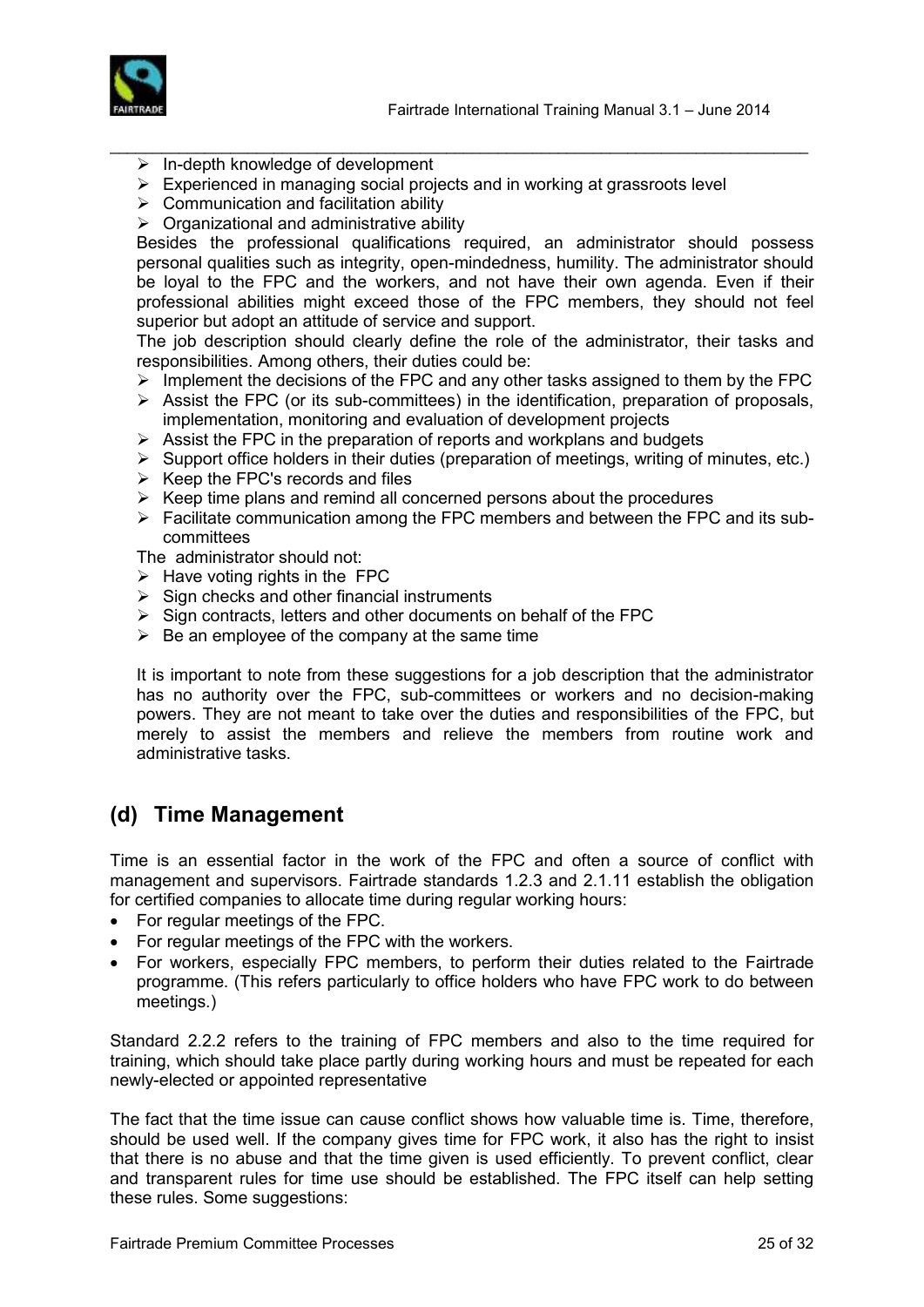- In-depth knowledge of development
- Experienced in managing social projects and in working at grassroots level
- Communication and facilitation ability
- Organizational and administrative ability

Besides the professional qualifications required, an administrator should possess personal qualities such as integrity, open-mindedness, humility. The administrator should be loyal to the FPC and the workers, and not have their own agenda. Even if their professional abilities might exceed those of the FPC members, they should not feel superior but adopt an attitude of service and support.

The job description should clearly define the role of the administrator, their tasks and responsibilities. Among others, their duties could be:

- Implement the decisions of the FPC and any other tasks assigned to them by the FPC
- Assist the FPC (or its sub-committees) in the identification, preparation of proposals, implementation, monitoring and evaluation of development projects
- Assist the FPC in the preparation of reports and workplans and budgets
- Support office holders in their duties (preparation of meetings, writing of minutes, etc.)
- Keep the FPC's records and files
- Keep time plans and remind all concerned persons about the procedures
- Facilitate communication among the FPC members and between the FPC and its sub-committees

The administrator should not:

- Have voting rights in the FPC
- Sign checks and other financial instruments
- Sign contracts, letters and other documents on behalf of the FPC
- Be an employee of the company at the same time

It is important to note from these suggestions for a job description that the administrator has no authority over the FPC, sub-committees or workers and no decision-making powers. They are not meant to take over the duties and responsibilities of the FPC, but merely to assist the members and relieve the members from routine work and administrative tasks.

## (d) Time Management

Time is an essential factor in the work of the FPC and often a source of conflict with management and supervisors. Fairtrade standards 1.2.3 and 2.1.11 establish the obligation for certified companies to allocate time during regular working hours:

- For regular meetings of the FPC.
- For regular meetings of the FPC with the workers.
- For workers, especially FPC members, to perform their duties related to the Fairtrade programme. (This refers particularly to office holders who have FPC work to do between meetings.)

Standard 2.2.2 refers to the training of FPC members and also to the time required for training, which should take place partly during working hours and must be repeated for each newly-elected or appointed representative

The fact that the time issue can cause conflict shows how valuable time is. Time, therefore, should be used well. If the company gives time for FPC work, it also has the right to insist that there is no abuse and that the time given is used efficiently. To prevent conflict, clear and transparent rules for time use should be established. The FPC itself can help setting these rules. Some suggestions: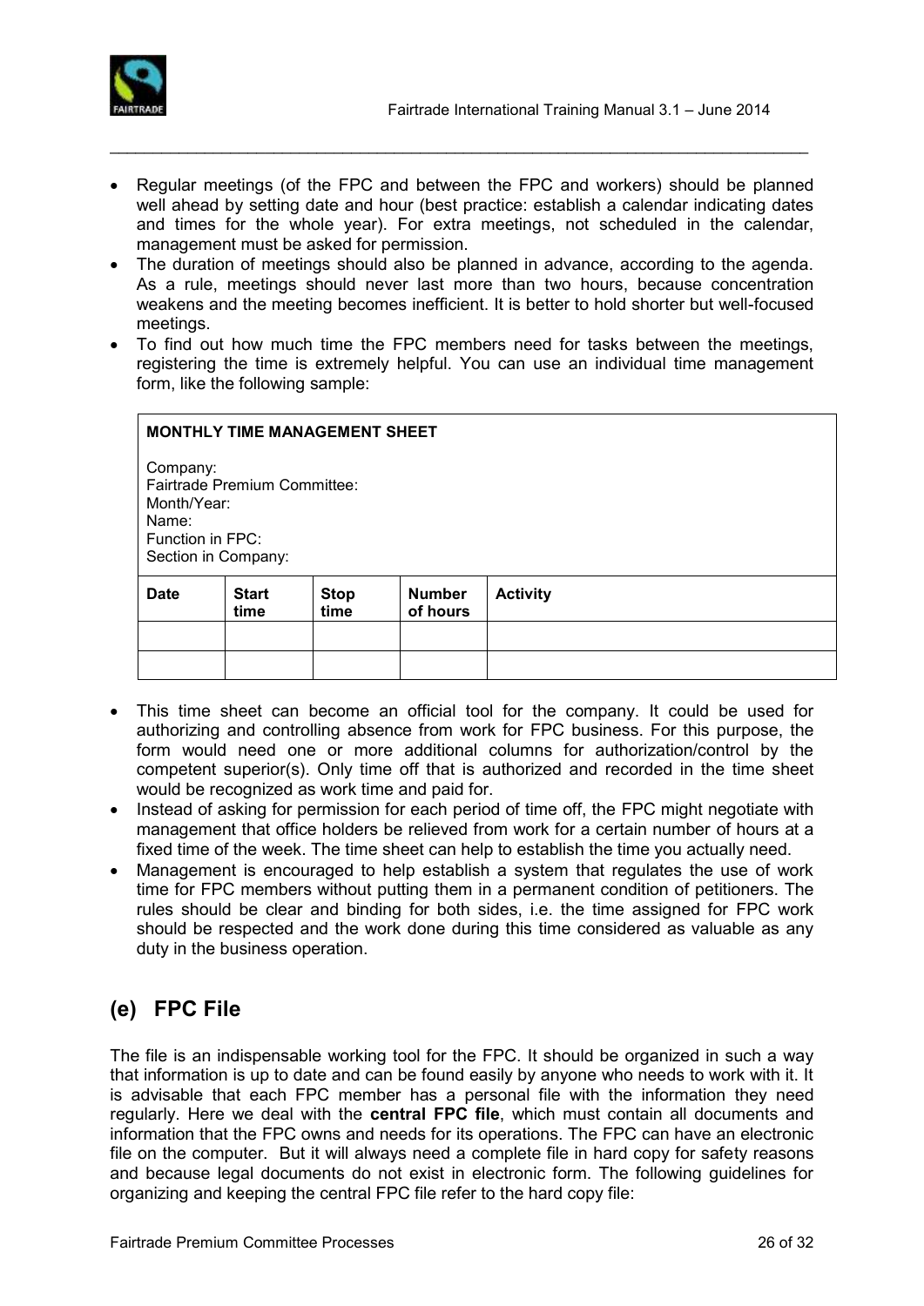- Regular meetings (of the FPC and between the FPC and workers) should be planned well ahead by setting date and hour (best practice: establish a calendar indicating dates and times for the whole year). For extra meetings, not scheduled in the calendar, management must be asked for permission.
- The duration of meetings should also be planned in advance, according to the agenda. As a rule, meetings should never last more than two hours, because concentration weakens and the meeting becomes inefficient. It is better to hold shorter but well-focused meetings.
- To find out how much time the FPC members need for tasks between the meetings, registering the time is extremely helpful. You can use an individual time management form, like the following sample:

**MONTHLY TIME MANAGEMENT SHEET**

Company:
Fairtrade Premium Committee:
Month/Year:
Name:
Function in FPC:
Section in Company:

| Date | Start time | Stop time | Number of hours | Activity |
|---|---|---|---|---|
| | | | | |
| | | | | |

- This time sheet can become an official tool for the company. It could be used for authorizing and controlling absence from work for FPC business. For this purpose, the form would need one or more additional columns for authorization/control by the competent superior(s). Only time off that is authorized and recorded in the time sheet would be recognized as work time and paid for.
- Instead of asking for permission for each period of time off, the FPC might negotiate with management that office holders be relieved from work for a certain number of hours at a fixed time of the week. The time sheet can help to establish the time you actually need.
- Management is encouraged to help establish a system that regulates the use of work time for FPC members without putting them in a permanent condition of petitioners. The rules should be clear and binding for both sides, i.e. the time assigned for FPC work should be respected and the work done during this time considered as valuable as any duty in the business operation.

## (e) FPC File

The file is an indispensable working tool for the FPC. It should be organized in such a way that information is up to date and can be found easily by anyone who needs to work with it. It is advisable that each FPC member has a personal file with the information they need regularly. Here we deal with the **central FPC file**, which must contain all documents and information that the FPC owns and needs for its operations. The FPC can have an electronic file on the computer. But it will always need a complete file in hard copy for safety reasons and because legal documents do not exist in electronic form. The following guidelines for organizing and keeping the central FPC file refer to the hard copy file: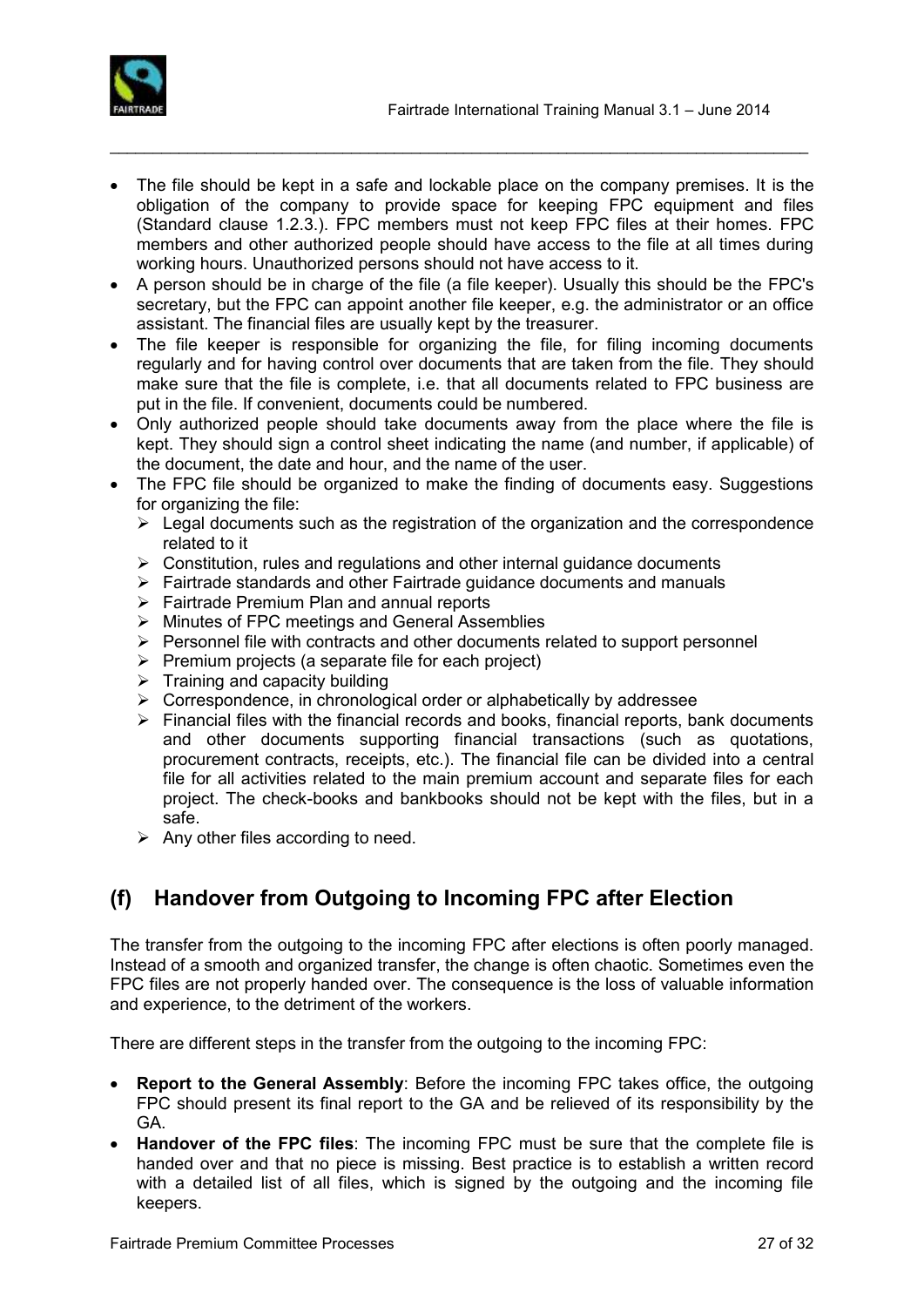- The file should be kept in a safe and lockable place on the company premises. It is the obligation of the company to provide space for keeping FPC equipment and files (Standard clause 1.2.3.). FPC members must not keep FPC files at their homes. FPC members and other authorized people should have access to the file at all times during working hours. Unauthorized persons should not have access to it.
- A person should be in charge of the file (a file keeper). Usually this should be the FPC's secretary, but the FPC can appoint another file keeper, e.g. the administrator or an office assistant. The financial files are usually kept by the treasurer.
- The file keeper is responsible for organizing the file, for filing incoming documents regularly and for having control over documents that are taken from the file. They should make sure that the file is complete, i.e. that all documents related to FPC business are put in the file. If convenient, documents could be numbered.
- Only authorized people should take documents away from the place where the file is kept. They should sign a control sheet indicating the name (and number, if applicable) of the document, the date and hour, and the name of the user.
- The FPC file should be organized to make the finding of documents easy. Suggestions for organizing the file:
  - Legal documents such as the registration of the organization and the correspondence related to it
  - Constitution, rules and regulations and other internal guidance documents
  - Fairtrade standards and other Fairtrade guidance documents and manuals
  - Fairtrade Premium Plan and annual reports
  - Minutes of FPC meetings and General Assemblies
  - Personnel file with contracts and other documents related to support personnel
  - Premium projects (a separate file for each project)
  - Training and capacity building
  - Correspondence, in chronological order or alphabetically by addressee
  - Financial files with the financial records and books, financial reports, bank documents and other documents supporting financial transactions (such as quotations, procurement contracts, receipts, etc.). The financial file can be divided into a central file for all activities related to the main premium account and separate files for each project. The check-books and bankbooks should not be kept with the files, but in a safe.
  - Any other files according to need.

## (f) Handover from Outgoing to Incoming FPC after Election

The transfer from the outgoing to the incoming FPC after elections is often poorly managed. Instead of a smooth and organized transfer, the change is often chaotic. Sometimes even the FPC files are not properly handed over. The consequence is the loss of valuable information and experience, to the detriment of the workers.

There are different steps in the transfer from the outgoing to the incoming FPC:

- **Report to the General Assembly**: Before the incoming FPC takes office, the outgoing FPC should present its final report to the GA and be relieved of its responsibility by the GA.
- **Handover of the FPC files**: The incoming FPC must be sure that the complete file is handed over and that no piece is missing. Best practice is to establish a written record with a detailed list of all files, which is signed by the outgoing and the incoming file keepers.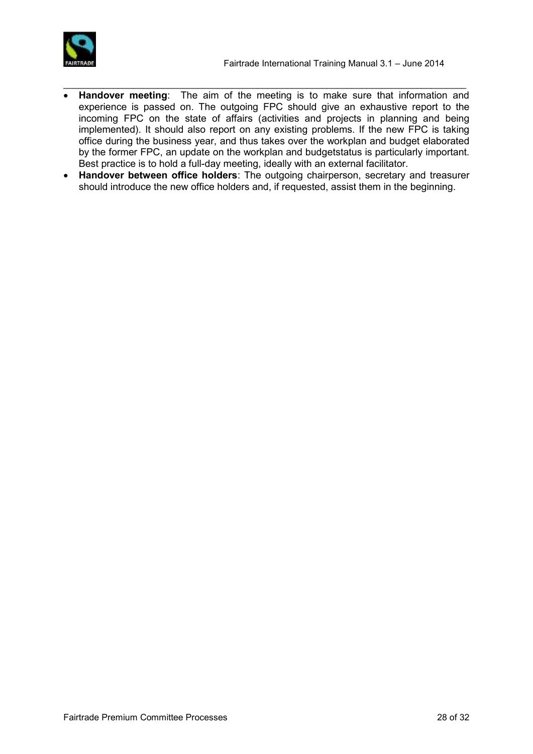- **Handover meeting**: The aim of the meeting is to make sure that information and experience is passed on. The outgoing FPC should give an exhaustive report to the incoming FPC on the state of affairs (activities and projects in planning and being implemented). It should also report on any existing problems. If the new FPC is taking office during the business year, and thus takes over the workplan and budget elaborated by the former FPC, an update on the workplan and budgetstatus is particularly important. Best practice is to hold a full-day meeting, ideally with an external facilitator.
- **Handover between office holders**: The outgoing chairperson, secretary and treasurer should introduce the new office holders and, if requested, assist them in the beginning.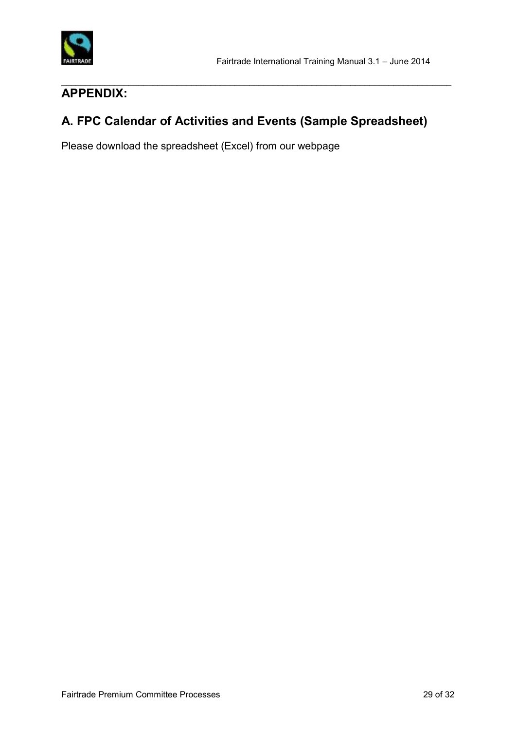# APPENDIX:

## A. FPC Calendar of Activities and Events (Sample Spreadsheet)

Please download the spreadsheet (Excel) from our webpage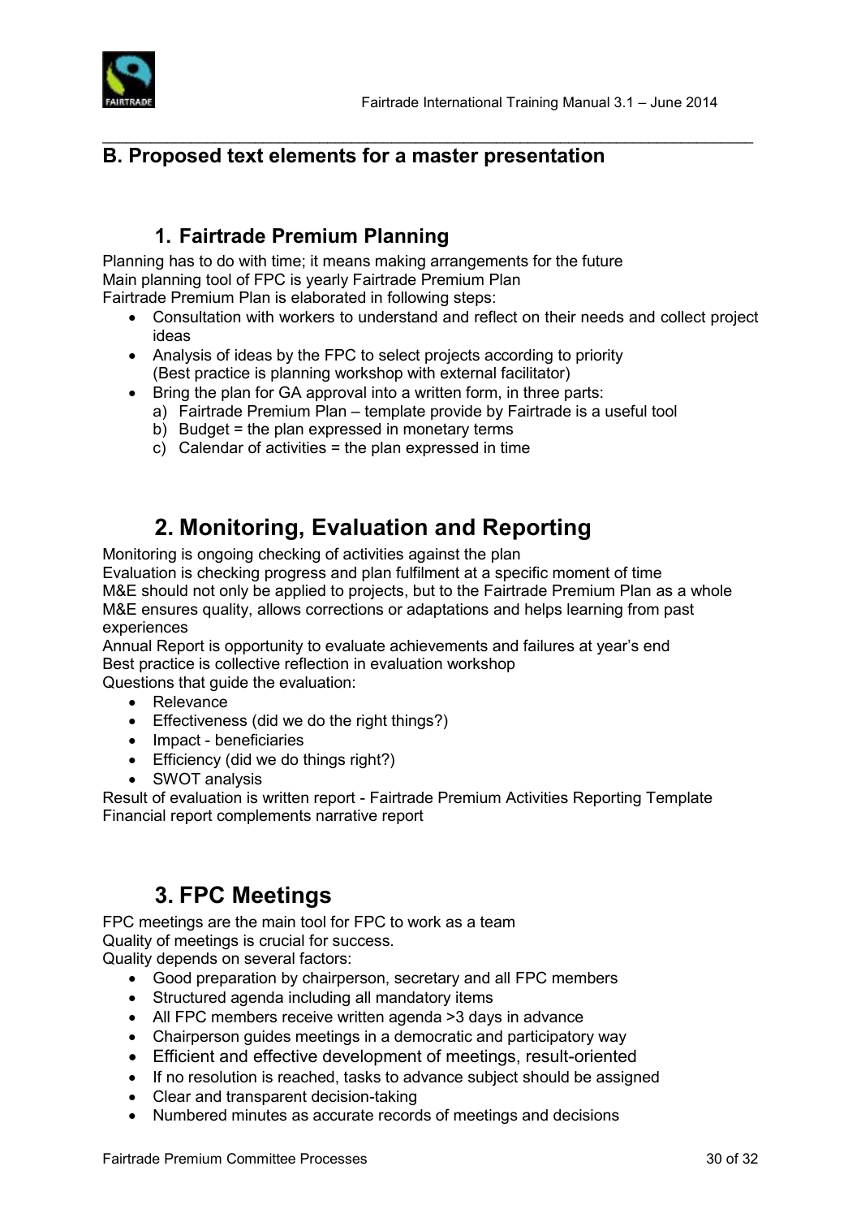## B. Proposed text elements for a master presentation

### 1. Fairtrade Premium Planning

Planning has to do with time; it means making arrangements for the future
Main planning tool of FPC is yearly Fairtrade Premium Plan
Fairtrade Premium Plan is elaborated in following steps:

- Consultation with workers to understand and reflect on their needs and collect project ideas
- Analysis of ideas by the FPC to select projects according to priority
  (Best practice is planning workshop with external facilitator)
- Bring the plan for GA approval into a written form, in three parts:
  a) Fairtrade Premium Plan – template provide by Fairtrade is a useful tool
  b) Budget = the plan expressed in monetary terms
  c) Calendar of activities = the plan expressed in time

### 2. Monitoring, Evaluation and Reporting

Monitoring is ongoing checking of activities against the plan
Evaluation is checking progress and plan fulfilment at a specific moment of time
M&E should not only be applied to projects, but to the Fairtrade Premium Plan as a whole
M&E ensures quality, allows corrections or adaptations and helps learning from past experiences
Annual Report is opportunity to evaluate achievements and failures at year's end
Best practice is collective reflection in evaluation workshop
Questions that guide the evaluation:

- Relevance
- Effectiveness (did we do the right things?)
- Impact - beneficiaries
- Efficiency (did we do things right?)
- SWOT analysis

Result of evaluation is written report - Fairtrade Premium Activities Reporting Template
Financial report complements narrative report

### 3. FPC Meetings

FPC meetings are the main tool for FPC to work as a team
Quality of meetings is crucial for success.
Quality depends on several factors:

- Good preparation by chairperson, secretary and all FPC members
- Structured agenda including all mandatory items
- All FPC members receive written agenda >3 days in advance
- Chairperson guides meetings in a democratic and participatory way
- Efficient and effective development of meetings, result-oriented
- If no resolution is reached, tasks to advance subject should be assigned
- Clear and transparent decision-taking
- Numbered minutes as accurate records of meetings and decisions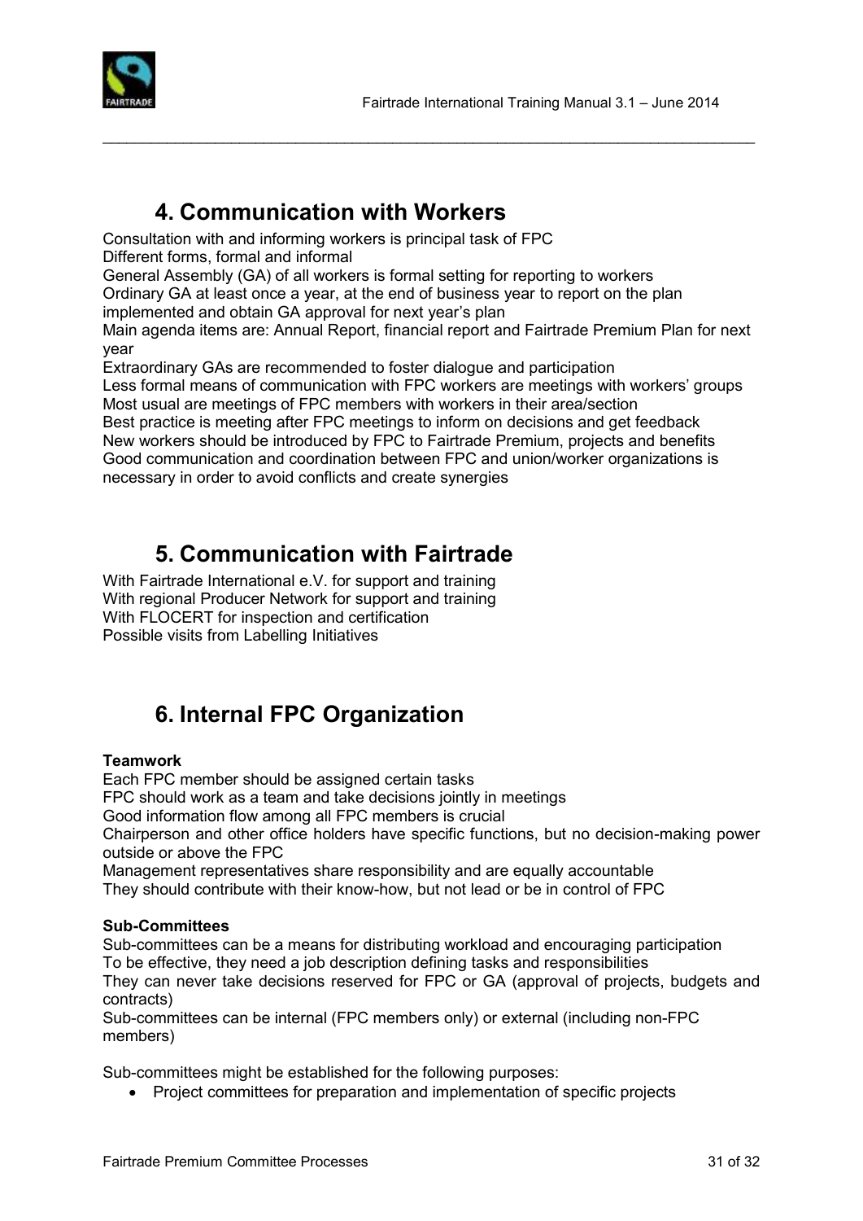## 4. Communication with Workers

Consultation with and informing workers is principal task of FPC
Different forms, formal and informal
General Assembly (GA) of all workers is formal setting for reporting to workers
Ordinary GA at least once a year, at the end of business year to report on the plan implemented and obtain GA approval for next year's plan
Main agenda items are: Annual Report, financial report and Fairtrade Premium Plan for next year
Extraordinary GAs are recommended to foster dialogue and participation
Less formal means of communication with FPC workers are meetings with workers' groups
Most usual are meetings of FPC members with workers in their area/section
Best practice is meeting after FPC meetings to inform on decisions and get feedback
New workers should be introduced by FPC to Fairtrade Premium, projects and benefits
Good communication and coordination between FPC and union/worker organizations is necessary in order to avoid conflicts and create synergies

## 5. Communication with Fairtrade

With Fairtrade International e.V. for support and training
With regional Producer Network for support and training
With FLOCERT for inspection and certification
Possible visits from Labelling Initiatives

## 6. Internal FPC Organization

**Teamwork**

Each FPC member should be assigned certain tasks
FPC should work as a team and take decisions jointly in meetings
Good information flow among all FPC members is crucial
Chairperson and other office holders have specific functions, but no decision-making power outside or above the FPC
Management representatives share responsibility and are equally accountable
They should contribute with their know-how, but not lead or be in control of FPC

**Sub-Committees**

Sub-committees can be a means for distributing workload and encouraging participation
To be effective, they need a job description defining tasks and responsibilities
They can never take decisions reserved for FPC or GA (approval of projects, budgets and contracts)
Sub-committees can be internal (FPC members only) or external (including non-FPC members)

Sub-committees might be established for the following purposes:

- Project committees for preparation and implementation of specific projects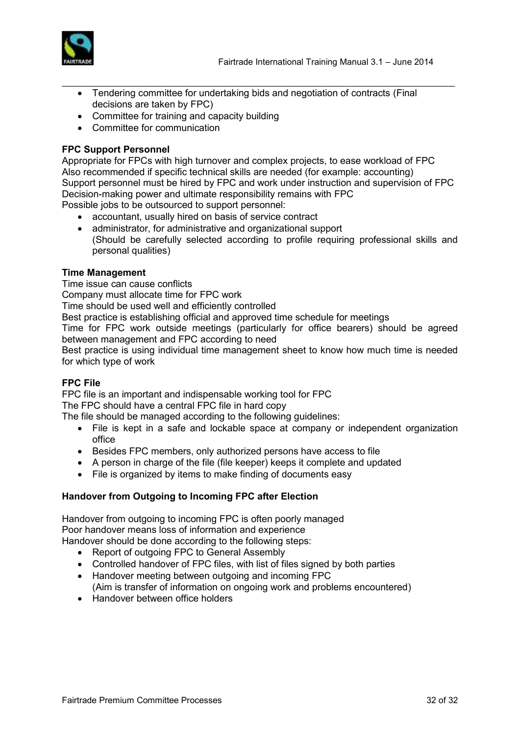- Tendering committee for undertaking bids and negotiation of contracts (Final decisions are taken by FPC)
- Committee for training and capacity building
- Committee for communication

**FPC Support Personnel**

Appropriate for FPCs with high turnover and complex projects, to ease workload of FPC
Also recommended if specific technical skills are needed (for example: accounting)
Support personnel must be hired by FPC and work under instruction and supervision of FPC
Decision-making power and ultimate responsibility remains with FPC
Possible jobs to be outsourced to support personnel:

- accountant, usually hired on basis of service contract
- administrator, for administrative and organizational support
  (Should be carefully selected according to profile requiring professional skills and personal qualities)

**Time Management**

Time issue can cause conflicts
Company must allocate time for FPC work
Time should be used well and efficiently controlled
Best practice is establishing official and approved time schedule for meetings
Time for FPC work outside meetings (particularly for office bearers) should be agreed between management and FPC according to need
Best practice is using individual time management sheet to know how much time is needed for which type of work

**FPC File**

FPC file is an important and indispensable working tool for FPC
The FPC should have a central FPC file in hard copy
The file should be managed according to the following guidelines:

- File is kept in a safe and lockable space at company or independent organization office
- Besides FPC members, only authorized persons have access to file
- A person in charge of the file (file keeper) keeps it complete and updated
- File is organized by items to make finding of documents easy

**Handover from Outgoing to Incoming FPC after Election**

Handover from outgoing to incoming FPC is often poorly managed
Poor handover means loss of information and experience
Handover should be done according to the following steps:

- Report of outgoing FPC to General Assembly
- Controlled handover of FPC files, with list of files signed by both parties
- Handover meeting between outgoing and incoming FPC
  (Aim is transfer of information on ongoing work and problems encountered)
- Handover between office holders